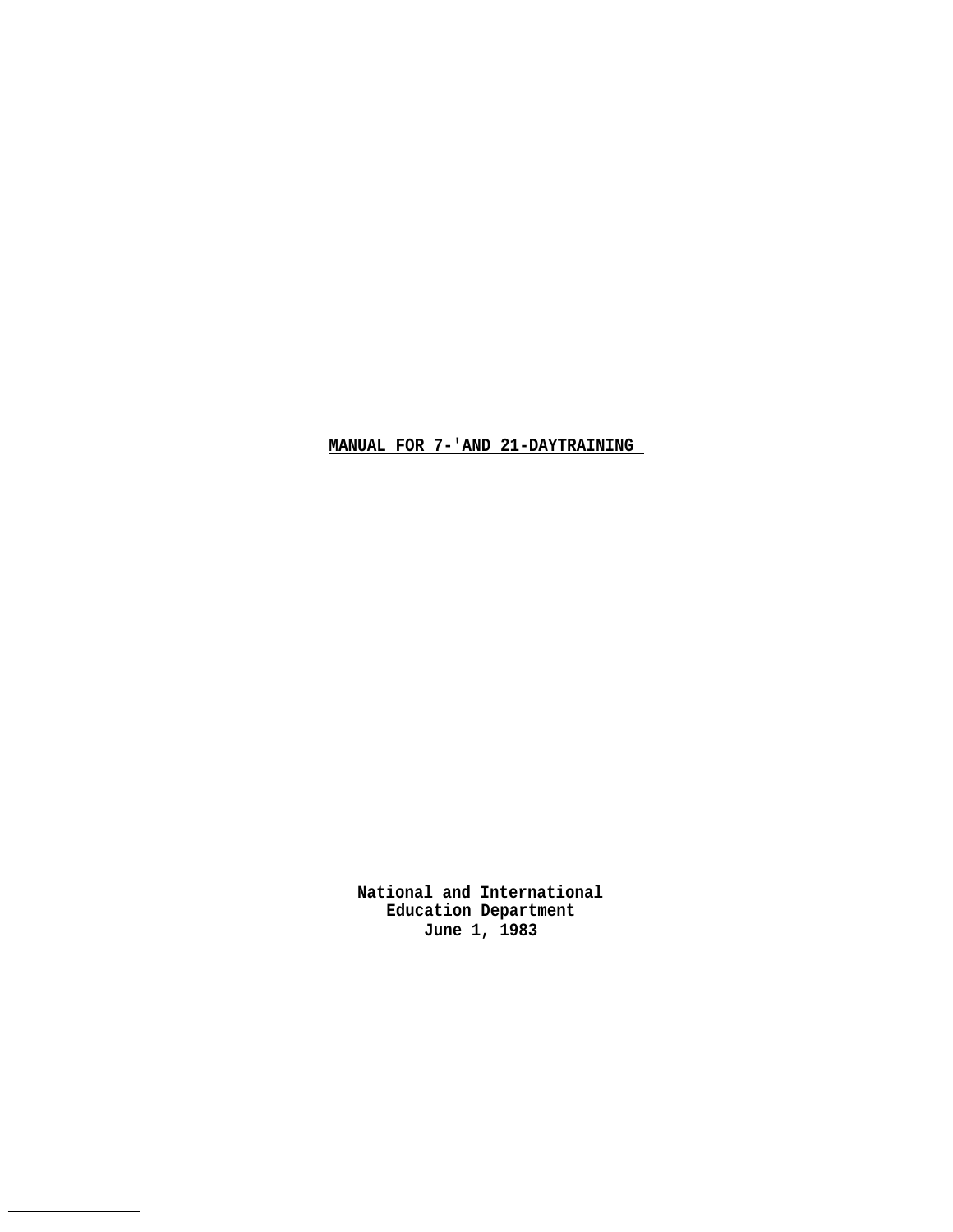# MANUAL FOR 7-'AND 21-DAYTRAINING

**National and International**
**Education Department**
**June 1, 1983**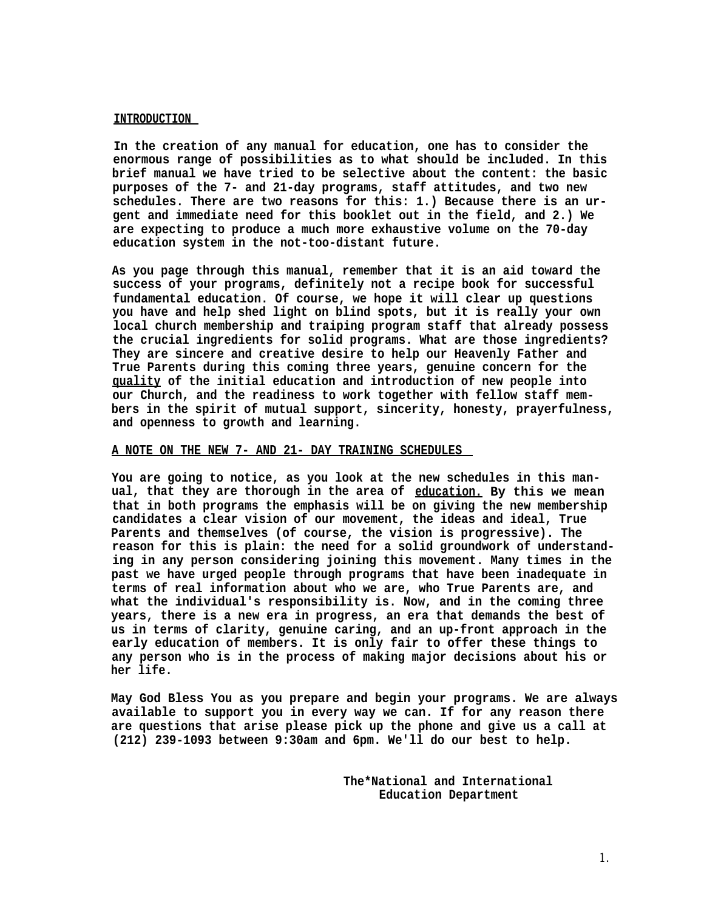## INTRODUCTION

In the creation of any manual for education, one has to consider the enormous range of possibilities as to what should be included. In this brief manual we have tried to be selective about the content: the basic purposes of the 7- and 21-day programs, staff attitudes, and two new schedules. There are two reasons for this: 1.) Because there is an urgent and immediate need for this booklet out in the field, and 2.) We are expecting to produce a much more exhaustive volume on the 70-day education system in the not-too-distant future.

As you page through this manual, remember that it is an aid toward the success of your programs, definitely not a recipe book for successful fundamental education. Of course, we hope it will clear up questions you have and help shed light on blind spots, but it is really your own local church membership and traiping program staff that already possess the crucial ingredients for solid programs. What are those ingredients? They are sincere and creative desire to help our Heavenly Father and True Parents during this coming three years, genuine concern for the quality of the initial education and introduction of new people into our Church, and the readiness to work together with fellow staff members in the spirit of mutual support, sincerity, honesty, prayerfulness, and openness to growth and learning.

## A NOTE ON THE NEW 7- AND 21- DAY TRAINING SCHEDULES

You are going to notice, as you look at the new schedules in this manual, that they are thorough in the area of education. By this we mean that in both programs the emphasis will be on giving the new membership candidates a clear vision of our movement, the ideas and ideal, True Parents and themselves (of course, the vision is progressive). The reason for this is plain: the need for a solid groundwork of understanding in any person considering joining this movement. Many times in the past we have urged people through programs that have been inadequate in terms of real information about who we are, who True Parents are, and what the individual's responsibility is. Now, and in the coming three years, there is a new era in progress, an era that demands the best of us in terms of clarity, genuine caring, and an up-front approach in the early education of members. It is only fair to offer these things to any person who is in the process of making major decisions about his or her life.

May God Bless You as you prepare and begin your programs. We are always available to support you in every way we can. If for any reason there are questions that arise please pick up the phone and give us a call at (212) 239-1093 between 9:30am and 6pm. We'll do our best to help.

The*National and International
Education Department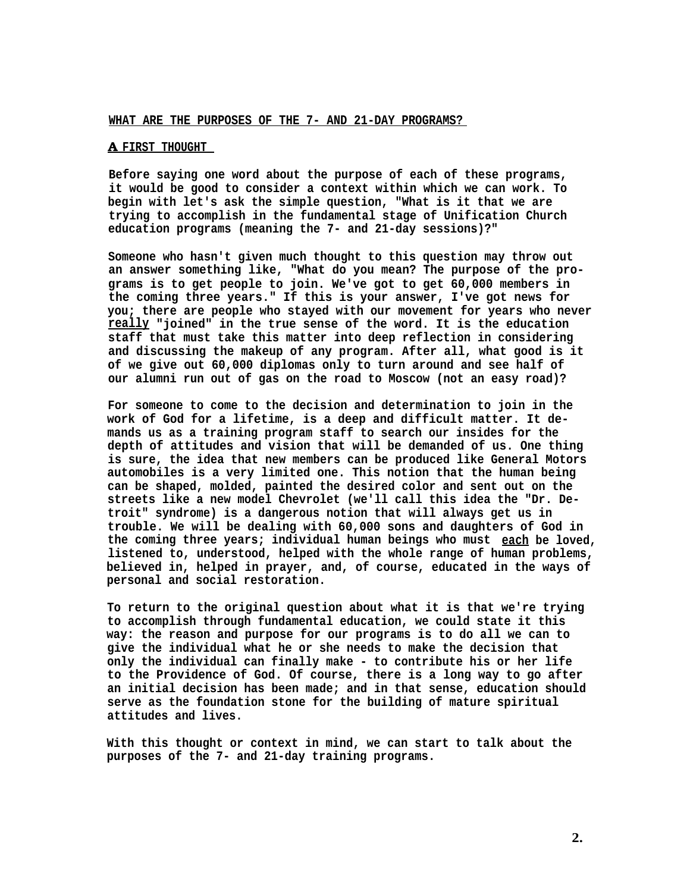## WHAT ARE THE PURPOSES OF THE 7- AND 21-DAY PROGRAMS?

### A FIRST THOUGHT

Before saying one word about the purpose of each of these programs, it would be good to consider a context within which we can work. To begin with let's ask the simple question, "What is it that we are trying to accomplish in the fundamental stage of Unification Church education programs (meaning the 7- and 21-day sessions)?"

Someone who hasn't given much thought to this question may throw out an answer something like, "What do you mean? The purpose of the programs is to get people to join. We've got to get 60,000 members in the coming three years." If this is your answer, I've got news for you; there are people who stayed with our movement for years who never <u>really</u> "joined" in the true sense of the word. It is the education staff that must take this matter into deep reflection in considering and discussing the makeup of any program. After all, what good is it of we give out 60,000 diplomas only to turn around and see half of our alumni run out of gas on the road to Moscow (not an easy road)?

For someone to come to the decision and determination to join in the work of God for a lifetime, is a deep and difficult matter. It demands us as a training program staff to search our insides for the depth of attitudes and vision that will be demanded of us. One thing is sure, the idea that new members can be produced like General Motors automobiles is a very limited one. This notion that the human being can be shaped, molded, painted the desired color and sent out on the streets like a new model Chevrolet (we'll call this idea the "Dr. Detroit" syndrome) is a dangerous notion that will always get us in trouble. We will be dealing with 60,000 sons and daughters of God in the coming three years; individual human beings who must <u>each</u> be loved, listened to, understood, helped with the whole range of human problems, believed in, helped in prayer, and, of course, educated in the ways of personal and social restoration.

To return to the original question about what it is that we're trying to accomplish through fundamental education, we could state it this way: the reason and purpose for our programs is to do all we can to give the individual what he or she needs to make the decision that only the individual can finally make - to contribute his or her life to the Providence of God. Of course, there is a long way to go after an initial decision has been made; and in that sense, education should serve as the foundation stone for the building of mature spiritual attitudes and lives.

With this thought or context in mind, we can start to talk about the purposes of the 7- and 21-day training programs.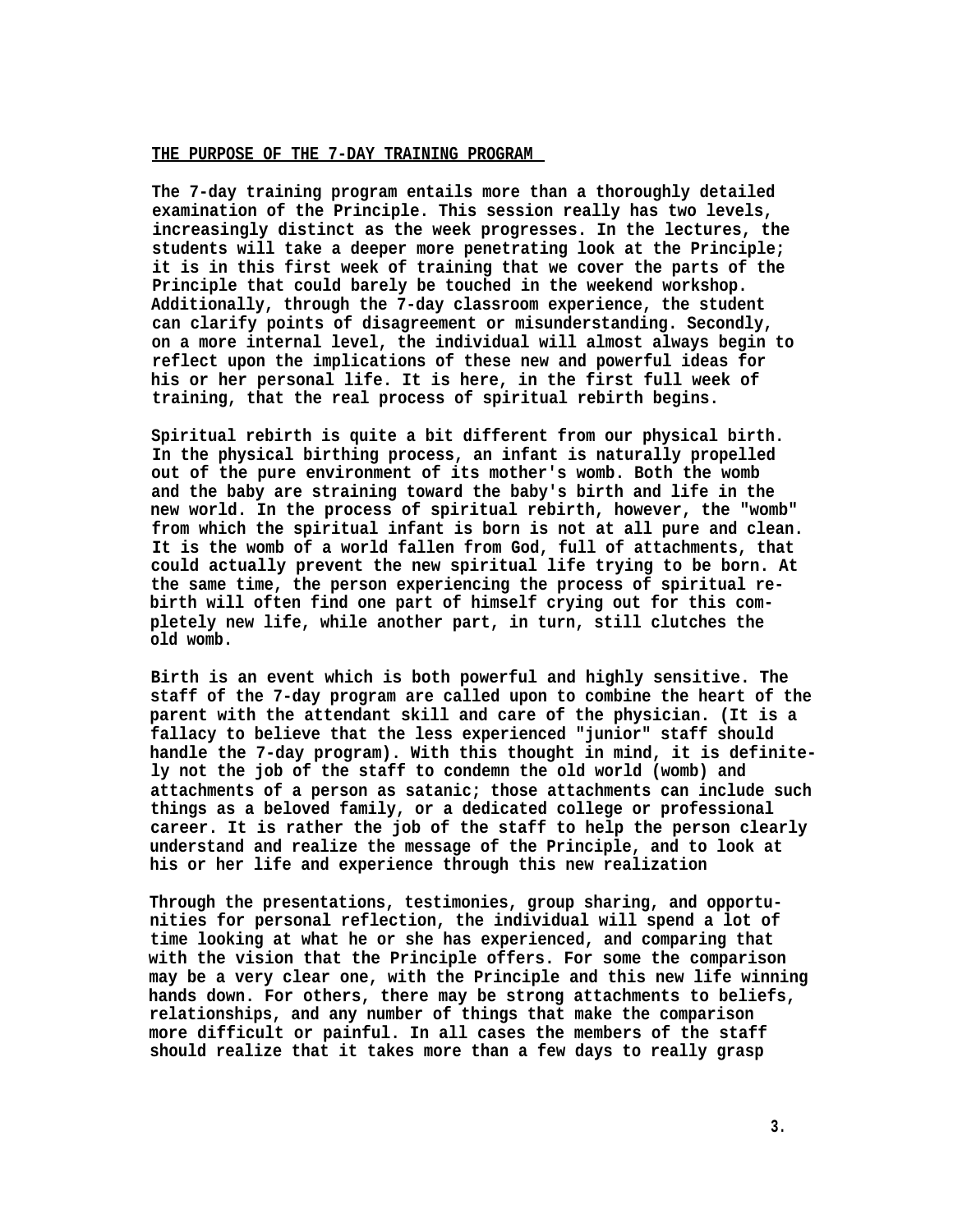## THE PURPOSE OF THE 7-DAY TRAINING PROGRAM

The 7-day training program entails more than a thoroughly detailed examination of the Principle. This session really has two levels, increasingly distinct as the week progresses. In the lectures, the students will take a deeper more penetrating look at the Principle; it is in this first week of training that we cover the parts of the Principle that could barely be touched in the weekend workshop. Additionally, through the 7-day classroom experience, the student can clarify points of disagreement or misunderstanding. Secondly, on a more internal level, the individual will almost always begin to reflect upon the implications of these new and powerful ideas for his or her personal life. It is here, in the first full week of training, that the real process of spiritual rebirth begins.

Spiritual rebirth is quite a bit different from our physical birth. In the physical birthing process, an infant is naturally propelled out of the pure environment of its mother's womb. Both the womb and the baby are straining toward the baby's birth and life in the new world. In the process of spiritual rebirth, however, the "womb" from which the spiritual infant is born is not at all pure and clean. It is the womb of a world fallen from God, full of attachments, that could actually prevent the new spiritual life trying to be born. At the same time, the person experiencing the process of spiritual rebirth will often find one part of himself crying out for this completely new life, while another part, in turn, still clutches the old womb.

Birth is an event which is both powerful and highly sensitive. The staff of the 7-day program are called upon to combine the heart of the parent with the attendant skill and care of the physician. (It is a fallacy to believe that the less experienced "junior" staff should handle the 7-day program). With this thought in mind, it is definitely not the job of the staff to condemn the old world (womb) and attachments of a person as satanic; those attachments can include such things as a beloved family, or a dedicated college or professional career. It is rather the job of the staff to help the person clearly understand and realize the message of the Principle, and to look at his or her life and experience through this new realization

Through the presentations, testimonies, group sharing, and opportunities for personal reflection, the individual will spend a lot of time looking at what he or she has experienced, and comparing that with the vision that the Principle offers. For some the comparison may be a very clear one, with the Principle and this new life winning hands down. For others, there may be strong attachments to beliefs, relationships, and any number of things that make the comparison more difficult or painful. In all cases the members of the staff should realize that it takes more than a few days to really grasp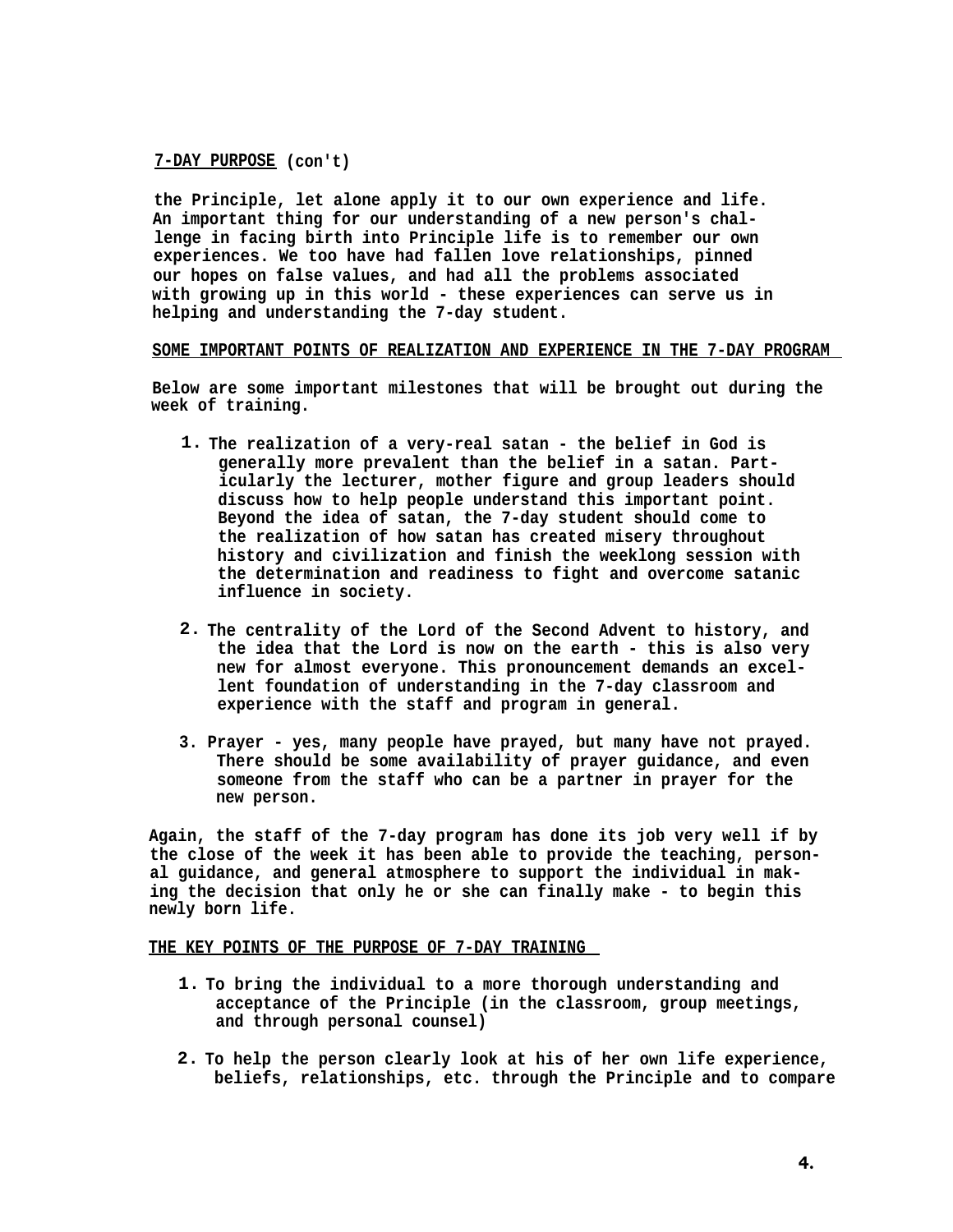**7-DAY PURPOSE (con't)**

the Principle, let alone apply it to our own experience and life. An important thing for our understanding of a new person's challenge in facing birth into Principle life is to remember our own experiences. We too have had fallen love relationships, pinned our hopes on false values, and had all the problems associated with growing up in this world - these experiences can serve us in helping and understanding the 7-day student.

**SOME IMPORTANT POINTS OF REALIZATION AND EXPERIENCE IN THE 7-DAY PROGRAM**

Below are some important milestones that will be brought out during the week of training.

1. The realization of a very-real satan - the belief in God is generally more prevalent than the belief in a satan. Particularly the lecturer, mother figure and group leaders should discuss how to help people understand this important point. Beyond the idea of satan, the 7-day student should come to the realization of how satan has created misery throughout history and civilization and finish the weeklong session with the determination and readiness to fight and overcome satanic influence in society.

2. The centrality of the Lord of the Second Advent to history, and the idea that the Lord is now on the earth - this is also very new for almost everyone. This pronouncement demands an excellent foundation of understanding in the 7-day classroom and experience with the staff and program in general.

3. Prayer - yes, many people have prayed, but many have not prayed. There should be some availability of prayer guidance, and even someone from the staff who can be a partner in prayer for the new person.

Again, the staff of the 7-day program has done its job very well if by the close of the week it has been able to provide the teaching, personal guidance, and general atmosphere to support the individual in making the decision that only he or she can finally make - to begin this newly born life.

**THE KEY POINTS OF THE PURPOSE OF 7-DAY TRAINING**

1. To bring the individual to a more thorough understanding and acceptance of the Principle (in the classroom, group meetings, and through personal counsel)

2. To help the person clearly look at his of her own life experience, beliefs, relationships, etc. through the Principle and to compare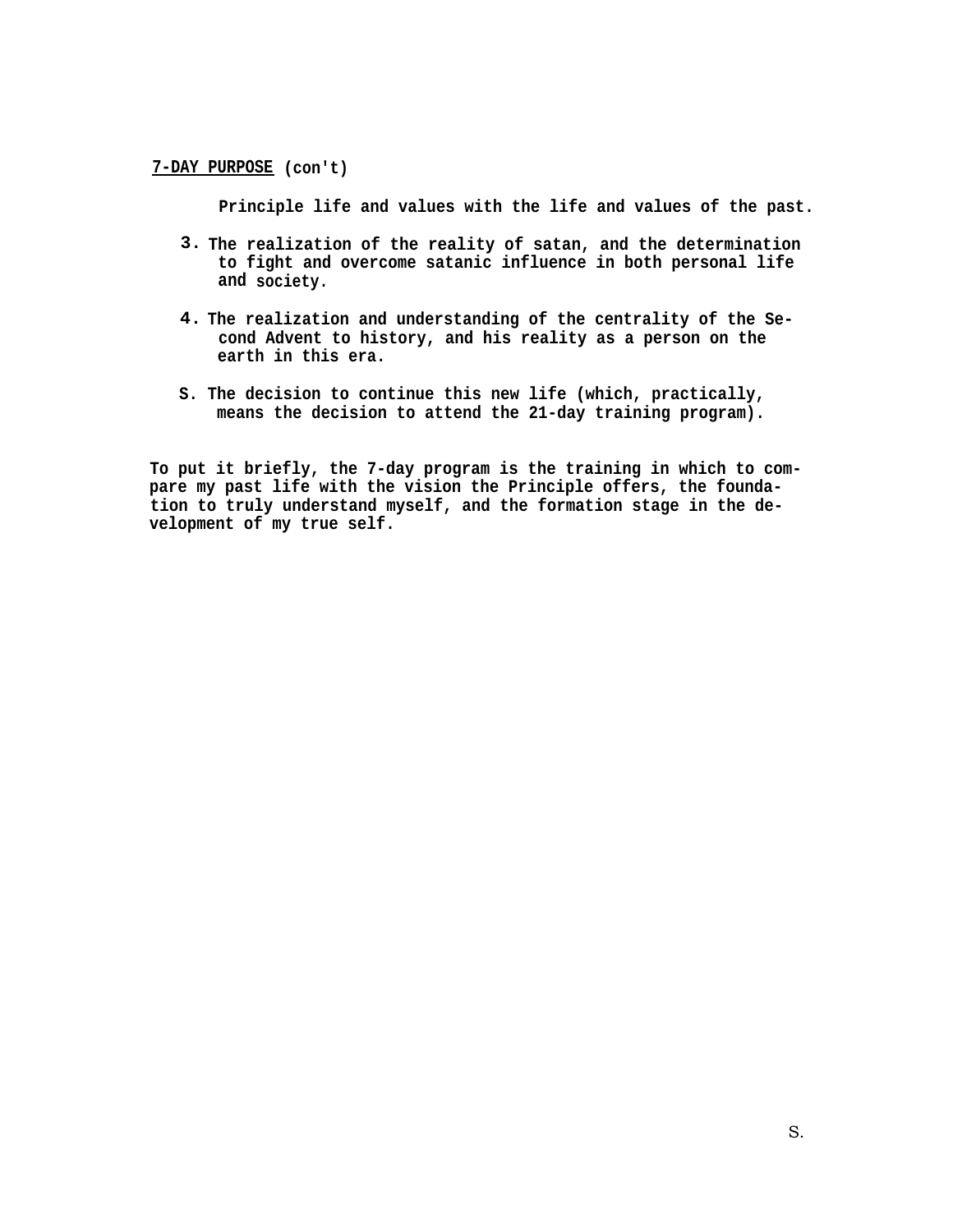**7-DAY PURPOSE** (con't)

Principle life and values with the life and values of the past.

3. The realization of the reality of satan, and the determination to fight and overcome satanic influence in both personal life and society.

4. The realization and understanding of the centrality of the Second Advent to history, and his reality as a person on the earth in this era.

S. The decision to continue this new life (which, practically, means the decision to attend the 21-day training program).

To put it briefly, the 7-day program is the training in which to compare my past life with the vision the Principle offers, the foundation to truly understand myself, and the formation stage in the development of my true self.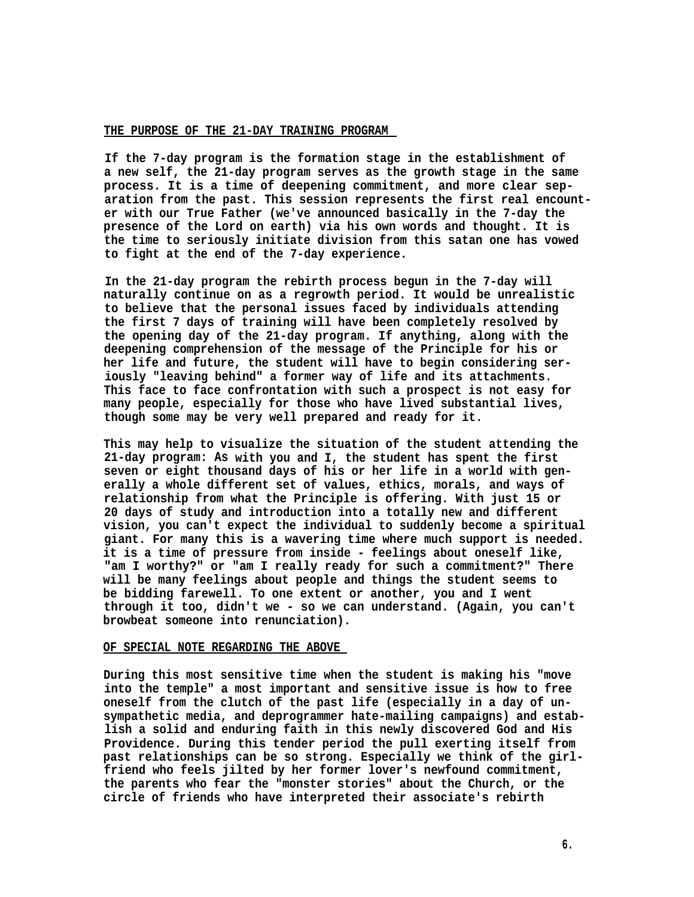## THE PURPOSE OF THE 21-DAY TRAINING PROGRAM

If the 7-day program is the formation stage in the establishment of a new self, the 21-day program serves as the growth stage in the same process. It is a time of deepening commitment, and more clear separation from the past. This session represents the first real encounter with our True Father (we've announced basically in the 7-day the presence of the Lord on earth) via his own words and thought. It is the time to seriously initiate division from this satan one has vowed to fight at the end of the 7-day experience.

In the 21-day program the rebirth process begun in the 7-day will naturally continue on as a regrowth period. It would be unrealistic to believe that the personal issues faced by individuals attending the first 7 days of training will have been completely resolved by the opening day of the 21-day program. If anything, along with the deepening comprehension of the message of the Principle for his or her life and future, the student will have to begin considering seriously "leaving behind" a former way of life and its attachments. This face to face confrontation with such a prospect is not easy for many people, especially for those who have lived substantial lives, though some may be very well prepared and ready for it.

This may help to visualize the situation of the student attending the 21-day program: As with you and I, the student has spent the first seven or eight thousand days of his or her life in a world with generally a whole different set of values, ethics, morals, and ways of relationship from what the Principle is offering. With just 15 or 20 days of study and introduction into a totally new and different vision, you can't expect the individual to suddenly become a spiritual giant. For many this is a wavering time where much support is needed. it is a time of pressure from inside - feelings about oneself like, "am I worthy?" or "am I really ready for such a commitment?" There will be many feelings about people and things the student seems to be bidding farewell. To one extent or another, you and I went through it too, didn't we - so we can understand. (Again, you can't browbeat someone into renunciation).

## OF SPECIAL NOTE REGARDING THE ABOVE

During this most sensitive time when the student is making his "move into the temple" a most important and sensitive issue is how to free oneself from the clutch of the past life (especially in a day of unsympathetic media, and deprogrammer hate-mailing campaigns) and establish a solid and enduring faith in this newly discovered God and His Providence. During this tender period the pull exerting itself from past relationships can be so strong. Especially we think of the girlfriend who feels jilted by her former lover's newfound commitment, the parents who fear the "monster stories" about the Church, or the circle of friends who have interpreted their associate's rebirth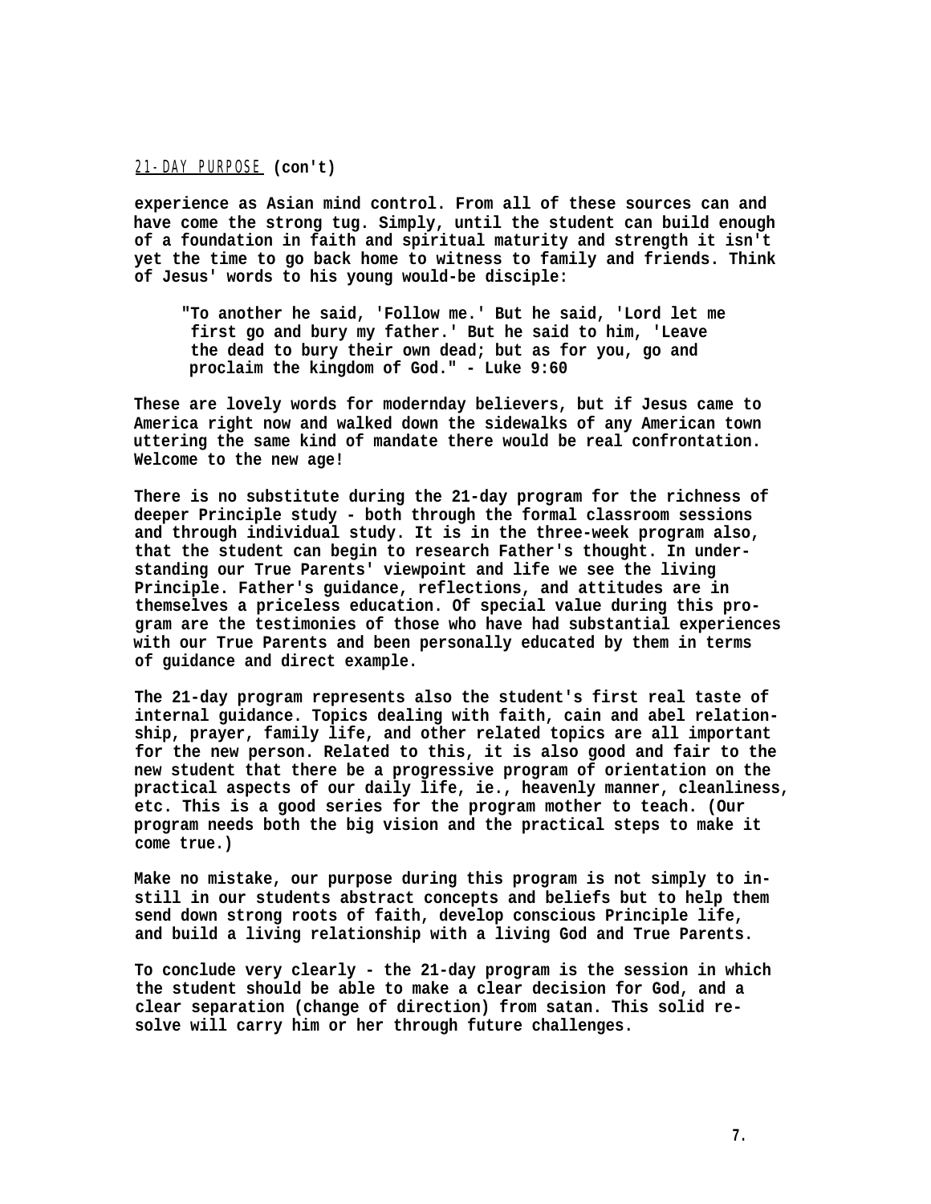21-DAY PURPOSE **(con't)**

**experience as Asian mind control. From all of these sources can and have come the strong tug. Simply, until the student can build enough of a foundation in faith and spiritual maturity and strength it isn't yet the time to go back home to witness to family and friends. Think of Jesus' words to his young would-be disciple:**

> **"To another he said, 'Follow me.' But he said, 'Lord let me first go and bury my father.' But he said to him, 'Leave the dead to bury their own dead; but as for you, go and proclaim the kingdom of God." - Luke 9:60**

**These are lovely words for modernday believers, but if Jesus came to America right now and walked down the sidewalks of any American town uttering the same kind of mandate there would be real confrontation. Welcome to the new age!**

**There is no substitute during the 21-day program for the richness of deeper Principle study - both through the formal classroom sessions and through individual study. It is in the three-week program also, that the student can begin to research Father's thought. In understanding our True Parents' viewpoint and life we see the living Principle. Father's guidance, reflections, and attitudes are in themselves a priceless education. Of special value during this program are the testimonies of those who have had substantial experiences with our True Parents and been personally educated by them in terms of guidance and direct example.**

**The 21-day program represents also the student's first real taste of internal guidance. Topics dealing with faith, cain and abel relationship, prayer, family life, and other related topics are all important for the new person. Related to this, it is also good and fair to the new student that there be a progressive program of orientation on the practical aspects of our daily life, ie., heavenly manner, cleanliness, etc. This is a good series for the program mother to teach. (Our program needs both the big vision and the practical steps to make it come true.)**

**Make no mistake, our purpose during this program is not simply to instill in our students abstract concepts and beliefs but to help them send down strong roots of faith, develop conscious Principle life, and build a living relationship with a living God and True Parents.**

**To conclude very clearly - the 21-day program is the session in which the student should be able to make a clear decision for God, and a clear separation (change of direction) from satan. This solid resolve will carry him or her through future challenges.**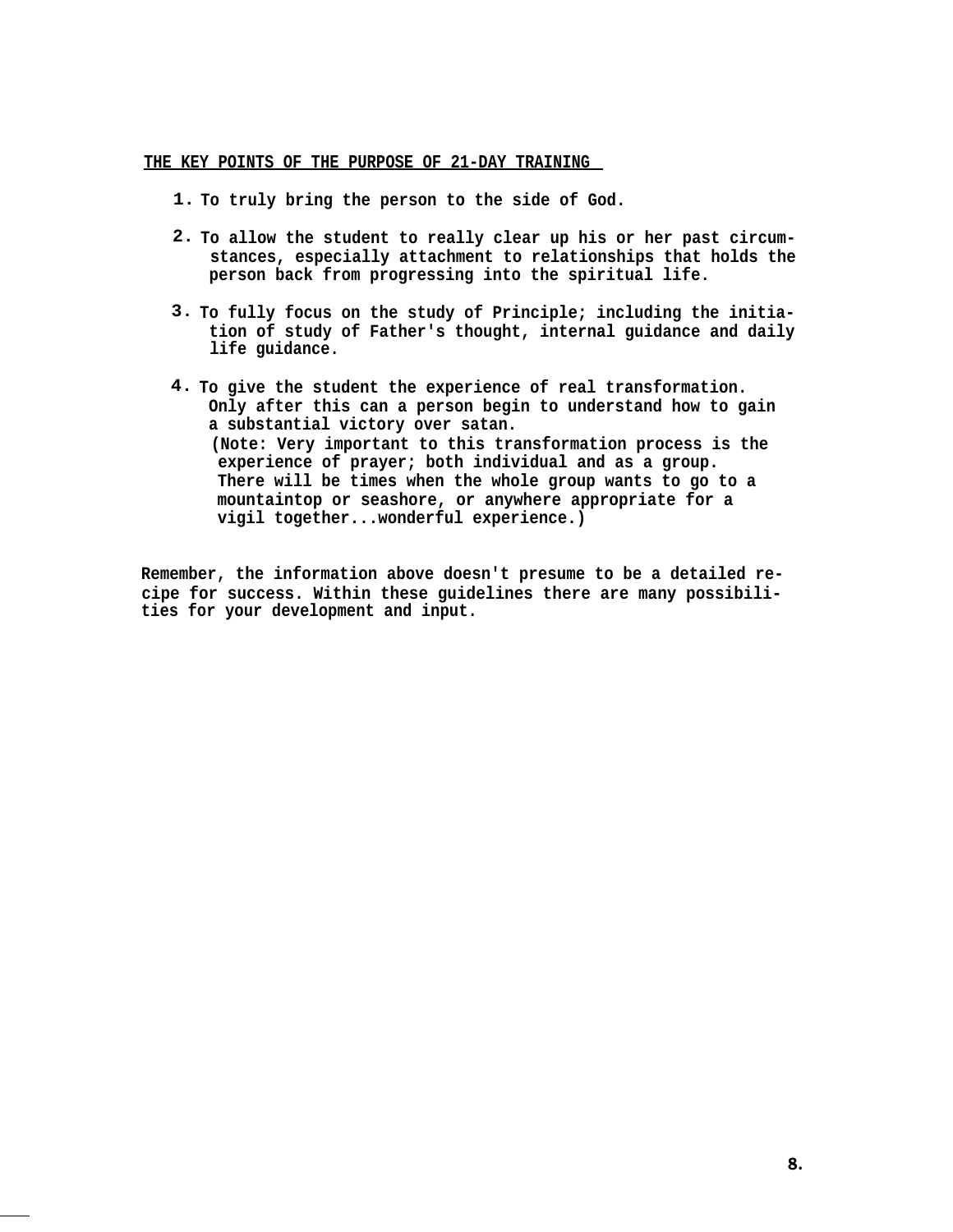## THE KEY POINTS OF THE PURPOSE OF 21-DAY TRAINING

1. To truly bring the person to the side of God.

2. To allow the student to really clear up his or her past circumstances, especially attachment to relationships that holds the person back from progressing into the spiritual life.

3. To fully focus on the study of Principle; including the initiation of study of Father's thought, internal guidance and daily life guidance.

4. To give the student the experience of real transformation. Only after this can a person begin to understand how to gain a substantial victory over satan.
   (Note: Very important to this transformation process is the experience of prayer; both individual and as a group. There will be times when the whole group wants to go to a mountaintop or seashore, or anywhere appropriate for a vigil together...wonderful experience.)

Remember, the information above doesn't presume to be a detailed recipe for success. Within these guidelines there are many possibilities for your development and input.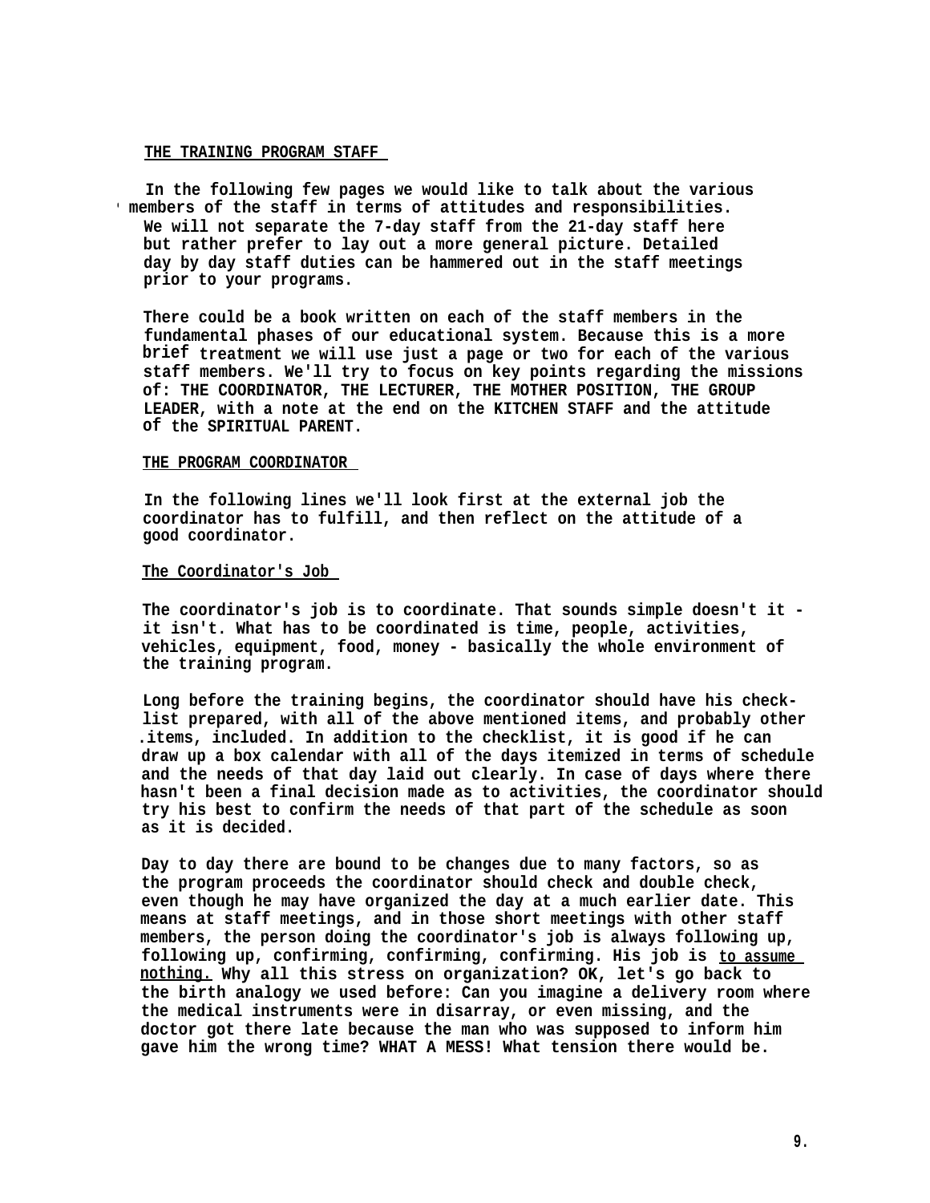## THE TRAINING PROGRAM STAFF

In the following few pages we would like to talk about the various members of the staff in terms of attitudes and responsibilities. We will not separate the 7-day staff from the 21-day staff here but rather prefer to lay out a more general picture. Detailed day by day staff duties can be hammered out in the staff meetings prior to your programs.

There could be a book written on each of the staff members in the fundamental phases of our educational system. Because this is a more brief treatment we will use just a page or two for each of the various staff members. We'll try to focus on key points regarding the missions of: THE COORDINATOR, THE LECTURER, THE MOTHER POSITION, THE GROUP LEADER, with a note at the end on the KITCHEN STAFF and the attitude of the SPIRITUAL PARENT.

## THE PROGRAM COORDINATOR

In the following lines we'll look first at the external job the coordinator has to fulfill, and then reflect on the attitude of a good coordinator.

### The Coordinator's Job

The coordinator's job is to coordinate. That sounds simple doesn't it - it isn't. What has to be coordinated is time, people, activities, vehicles, equipment, food, money - basically the whole environment of the training program.

Long before the training begins, the coordinator should have his check-list prepared, with all of the above mentioned items, and probably other items, included. In addition to the checklist, it is good if he can draw up a box calendar with all of the days itemized in terms of schedule and the needs of that day laid out clearly. In case of days where there hasn't been a final decision made as to activities, the coordinator should try his best to confirm the needs of that part of the schedule as soon as it is decided.

Day to day there are bound to be changes due to many factors, so as the program proceeds the coordinator should check and double check, even though he may have organized the day at a much earlier date. This means at staff meetings, and in those short meetings with other staff members, the person doing the coordinator's job is always following up, following up, confirming, confirming, confirming. His job is <u>to assume nothing.</u> Why all this stress on organization? OK, let's go back to the birth analogy we used before: Can you imagine a delivery room where the medical instruments were in disarray, or even missing, and the doctor got there late because the man who was supposed to inform him gave him the wrong time? WHAT A MESS! What tension there would be.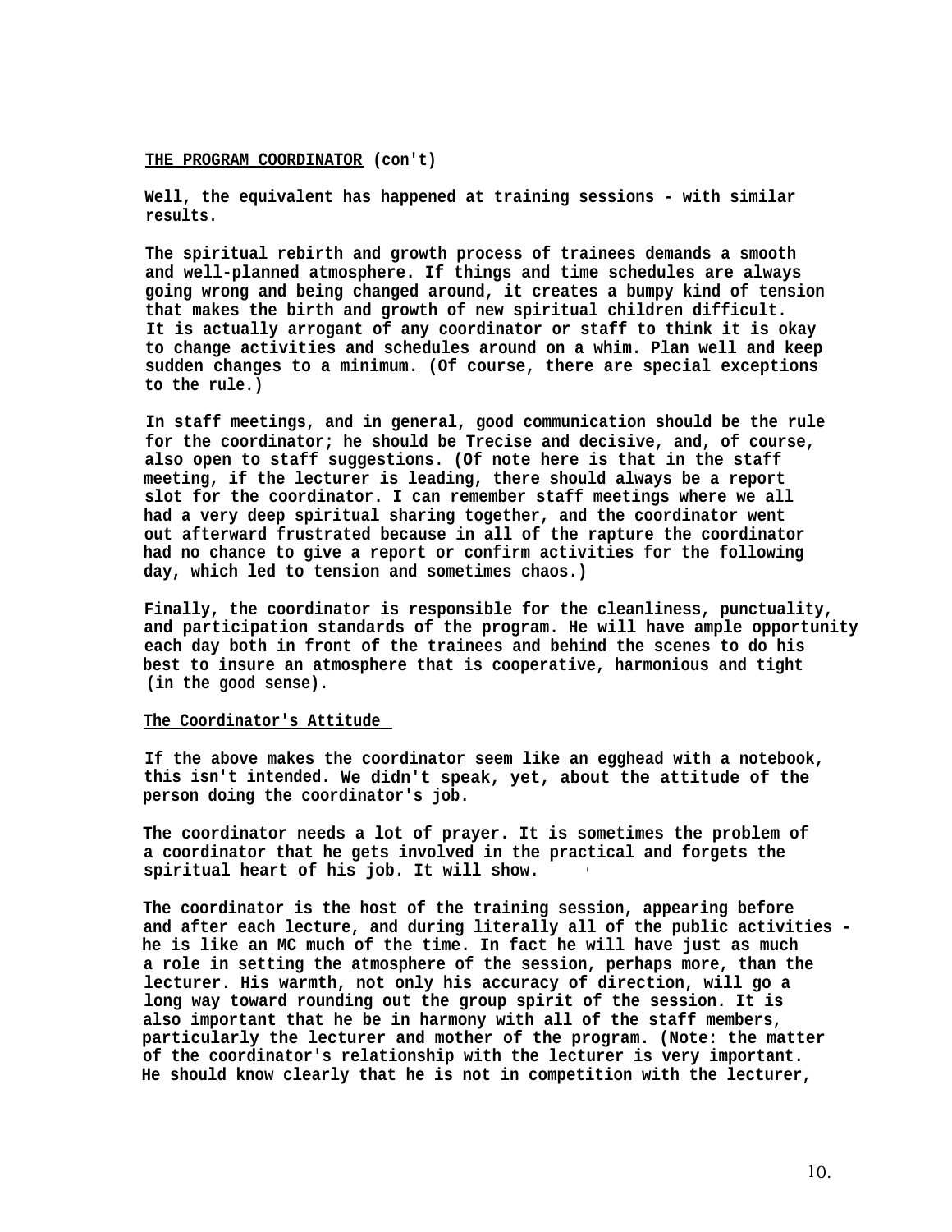**THE PROGRAM COORDINATOR (con't)**

**Well, the equivalent has happened at training sessions - with similar results.**

**The spiritual rebirth and growth process of trainees demands a smooth and well-planned atmosphere. If things and time schedules are always going wrong and being changed around, it creates a bumpy kind of tension that makes the birth and growth of new spiritual children difficult. It is actually arrogant of any coordinator or staff to think it is okay to change activities and schedules around on a whim. Plan well and keep sudden changes to a minimum. (Of course, there are special exceptions to the rule.)**

**In staff meetings, and in general, good communication should be the rule for the coordinator; he should be Trecise and decisive, and, of course, also open to staff suggestions. (Of note here is that in the staff meeting, if the lecturer is leading, there should always be a report slot for the coordinator. I can remember staff meetings where we all had a very deep spiritual sharing together, and the coordinator went out afterward frustrated because in all of the rapture the coordinator had no chance to give a report or confirm activities for the following day, which led to tension and sometimes chaos.)**

**Finally, the coordinator is responsible for the cleanliness, punctuality, and participation standards of the program. He will have ample opportunity each day both in front of the trainees and behind the scenes to do his best to insure an atmosphere that is cooperative, harmonious and tight (in the good sense).**

## The Coordinator's Attitude

**If the above makes the coordinator seem like an egghead with a notebook, this isn't intended. We didn't speak, yet, about the attitude of the person doing the coordinator's job.**

**The coordinator needs a lot of prayer. It is sometimes the problem of a coordinator that he gets involved in the practical and forgets the spiritual heart of his job. It will show.**

**The coordinator is the host of the training session, appearing before and after each lecture, and during literally all of the public activities - he is like an MC much of the time. In fact he will have just as much a role in setting the atmosphere of the session, perhaps more, than the lecturer. His warmth, not only his accuracy of direction, will go a long way toward rounding out the group spirit of the session. It is also important that he be in harmony with all of the staff members, particularly the lecturer and mother of the program. (Note: the matter of the coordinator's relationship with the lecturer is very important. He should know clearly that he is not in competition with the lecturer,**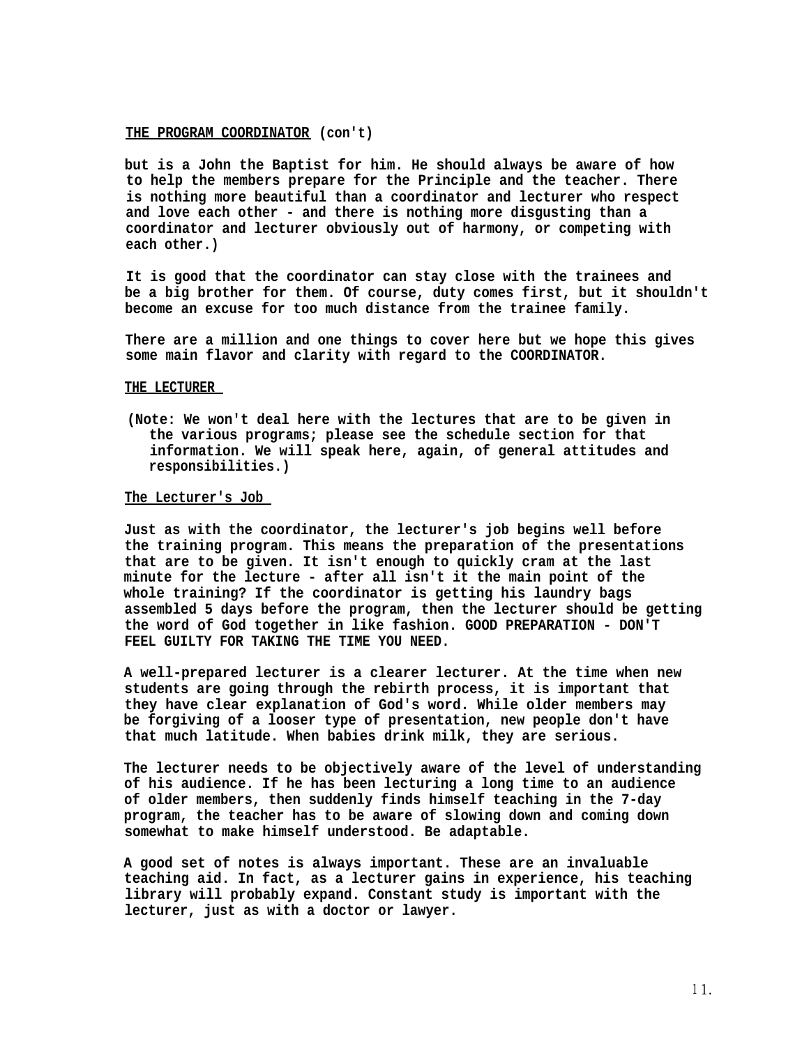**THE PROGRAM COORDINATOR** **(con't)**

**but is a John the Baptist for him. He should always be aware of how to help the members prepare for the Principle and the teacher. There is nothing more beautiful than a coordinator and lecturer who respect and love each other - and there is nothing more disgusting than a coordinator and lecturer obviously out of harmony, or competing with each other.)**

**It is good that the coordinator can stay close with the trainees and be a big brother for them. Of course, duty comes first, but it shouldn't become an excuse for too much distance from the trainee family.**

**There are a million and one things to cover here but we hope this gives some main flavor and clarity with regard to the COORDINATOR.**

**THE LECTURER**

**(Note: We won't deal here with the lectures that are to be given in the various programs; please see the schedule section for that information. We will speak here, again, of general attitudes and responsibilities.)**

**The Lecturer's Job**

**Just as with the coordinator, the lecturer's job begins well before the training program. This means the preparation of the presentations that are to be given. It isn't enough to quickly cram at the last minute for the lecture - after all isn't it the main point of the whole training? If the coordinator is getting his laundry bags assembled 5 days before the program, then the lecturer should be getting the word of God together in like fashion. GOOD PREPARATION - DON'T FEEL GUILTY FOR TAKING THE TIME YOU NEED.**

**A well-prepared lecturer is a clearer lecturer. At the time when new students are going through the rebirth process, it is important that they have clear explanation of God's word. While older members may be forgiving of a looser type of presentation, new people don't have that much latitude. When babies drink milk, they are serious.**

**The lecturer needs to be objectively aware of the level of understanding of his audience. If he has been lecturing a long time to an audience of older members, then suddenly finds himself teaching in the 7-day program, the teacher has to be aware of slowing down and coming down somewhat to make himself understood. Be adaptable.**

**A good set of notes is always important. These are an invaluable teaching aid. In fact, as a lecturer gains in experience, his teaching library will probably expand. Constant study is important with the lecturer, just as with a doctor or lawyer.**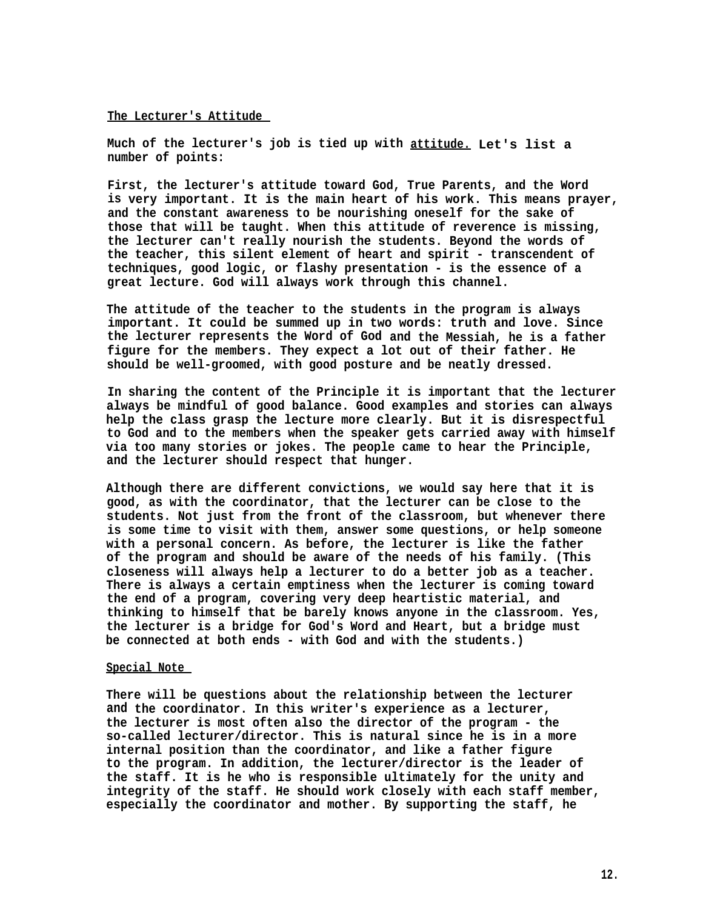**The Lecturer's Attitude**

Much of the lecturer's job is tied up with attitude. Let's list a number of points:

First, the lecturer's attitude toward God, True Parents, and the Word is very important. It is the main heart of his work. This means prayer, and the constant awareness to be nourishing oneself for the sake of those that will be taught. When this attitude of reverence is missing, the lecturer can't really nourish the students. Beyond the words of the teacher, this silent element of heart and spirit - transcendent of techniques, good logic, or flashy presentation - is the essence of a great lecture. God will always work through this channel.

The attitude of the teacher to the students in the program is always important. It could be summed up in two words: truth and love. Since the lecturer represents the Word of God and the Messiah, he is a father figure for the members. They expect a lot out of their father. He should be well-groomed, with good posture and be neatly dressed.

In sharing the content of the Principle it is important that the lecturer always be mindful of good balance. Good examples and stories can always help the class grasp the lecture more clearly. But it is disrespectful to God and to the members when the speaker gets carried away with himself via too many stories or jokes. The people came to hear the Principle, and the lecturer should respect that hunger.

Although there are different convictions, we would say here that it is good, as with the coordinator, that the lecturer can be close to the students. Not just from the front of the classroom, but whenever there is some time to visit with them, answer some questions, or help someone with a personal concern. As before, the lecturer is like the father of the program and should be aware of the needs of his family. (This closeness will always help a lecturer to do a better job as a teacher. There is always a certain emptiness when the lecturer is coming toward the end of a program, covering very deep heartistic material, and thinking to himself that be barely knows anyone in the classroom. Yes, the lecturer is a bridge for God's Word and Heart, but a bridge must be connected at both ends - with God and with the students.)

**Special Note**

There will be questions about the relationship between the lecturer and the coordinator. In this writer's experience as a lecturer, the lecturer is most often also the director of the program - the so-called lecturer/director. This is natural since he is in a more internal position than the coordinator, and like a father figure to the program. In addition, the lecturer/director is the leader of the staff. It is he who is responsible ultimately for the unity and integrity of the staff. He should work closely with each staff member, especially the coordinator and mother. By supporting the staff, he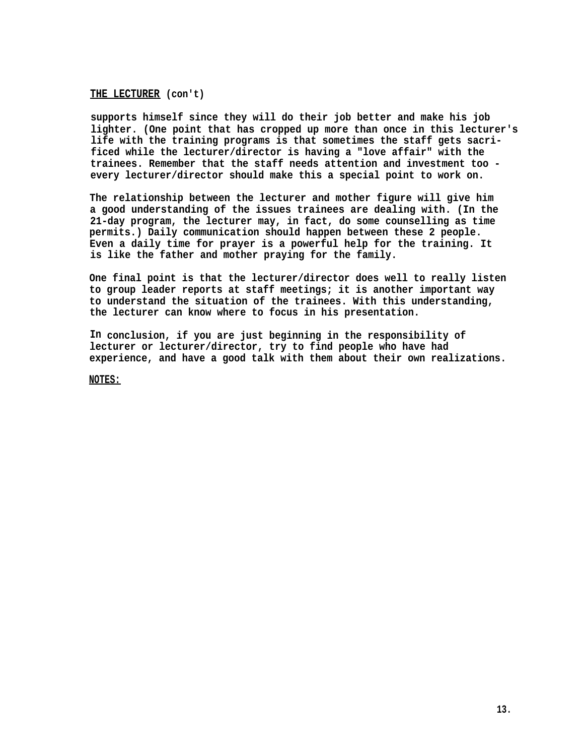**THE LECTURER** (con't)

supports himself since they will do their job better and make his job lighter. (One point that has cropped up more than once in this lecturer's life with the training programs is that sometimes the staff gets sacrificed while the lecturer/director is having a "love affair" with the trainees. Remember that the staff needs attention and investment too - every lecturer/director should make this a special point to work on.

The relationship between the lecturer and mother figure will give him a good understanding of the issues trainees are dealing with. (In the 21-day program, the lecturer may, in fact, do some counselling as time permits.) Daily communication should happen between these 2 people. Even a daily time for prayer is a powerful help for the training. It is like the father and mother praying for the family.

One final point is that the lecturer/director does well to really listen to group leader reports at staff meetings; it is another important way to understand the situation of the trainees. With this understanding, the lecturer can know where to focus in his presentation.

In conclusion, if you are just beginning in the responsibility of lecturer or lecturer/director, try to find people who have had experience, and have a good talk with them about their own realizations.

**NOTES:**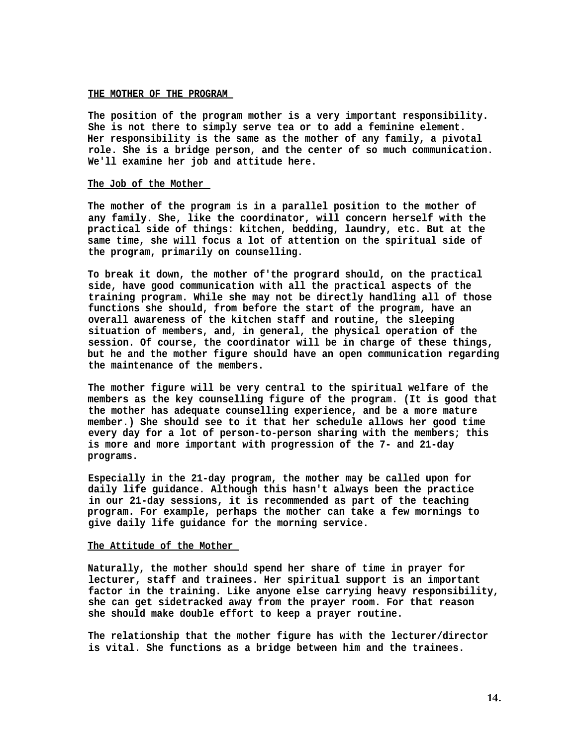## THE MOTHER OF THE PROGRAM

The position of the program mother is a very important responsibility. She is not there to simply serve tea or to add a feminine element. Her responsibility is the same as the mother of any family, a pivotal role. She is a bridge person, and the center of so much communication. We'll examine her job and attitude here.

### The Job of the Mother

The mother of the program is in a parallel position to the mother of any family. She, like the coordinator, will concern herself with the practical side of things: kitchen, bedding, laundry, etc. But at the same time, she will focus a lot of attention on the spiritual side of the program, primarily on counselling.

To break it down, the mother of'the progrard should, on the practical side, have good communication with all the practical aspects of the training program. While she may not be directly handling all of those functions she should, from before the start of the program, have an overall awareness of the kitchen staff and routine, the sleeping situation of members, and, in general, the physical operation of the session. Of course, the coordinator will be in charge of these things, but he and the mother figure should have an open communication regarding the maintenance of the members.

The mother figure will be very central to the spiritual welfare of the members as the key counselling figure of the program. (It is good that the mother has adequate counselling experience, and be a more mature member.) She should see to it that her schedule allows her good time every day for a lot of person-to-person sharing with the members; this is more and more important with progression of the 7- and 21-day programs.

Especially in the 21-day program, the mother may be called upon for daily life guidance. Although this hasn't always been the practice in our 21-day sessions, it is recommended as part of the teaching program. For example, perhaps the mother can take a few mornings to give daily life guidance for the morning service.

### The Attitude of the Mother

Naturally, the mother should spend her share of time in prayer for lecturer, staff and trainees. Her spiritual support is an important factor in the training. Like anyone else carrying heavy responsibility, she can get sidetracked away from the prayer room. For that reason she should make double effort to keep a prayer routine.

The relationship that the mother figure has with the lecturer/director is vital. She functions as a bridge between him and the trainees.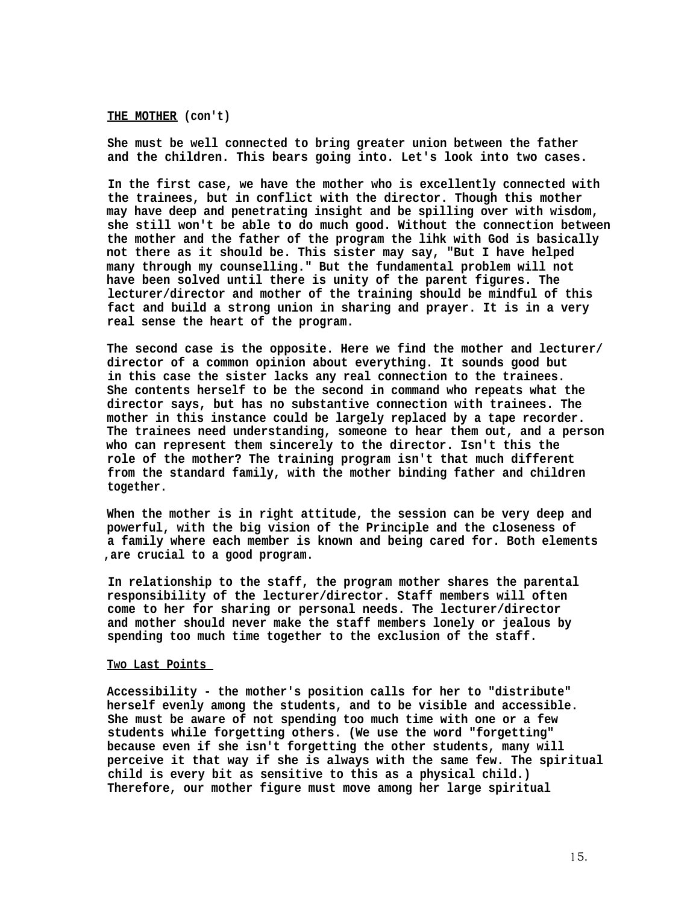**THE MOTHER** (con't)

She must be well connected to bring greater union between the father and the children. This bears going into. Let's look into two cases.

In the first case, we have the mother who is excellently connected with the trainees, but in conflict with the director. Though this mother may have deep and penetrating insight and be spilling over with wisdom, she still won't be able to do much good. Without the connection between the mother and the father of the program the lihk with God is basically not there as it should be. This sister may say, "But I have helped many through my counselling." But the fundamental problem will not have been solved until there is unity of the parent figures. The lecturer/director and mother of the training should be mindful of this fact and build a strong union in sharing and prayer. It is in a very real sense the heart of the program.

The second case is the opposite. Here we find the mother and lecturer/director of a common opinion about everything. It sounds good but in this case the sister lacks any real connection to the trainees. She contents herself to be the second in command who repeats what the director says, but has no substantive connection with trainees. The mother in this instance could be largely replaced by a tape recorder. The trainees need understanding, someone to hear them out, and a person who can represent them sincerely to the director. Isn't this the role of the mother? The training program isn't that much different from the standard family, with the mother binding father and children together.

When the mother is in right attitude, the session can be very deep and powerful, with the big vision of the Principle and the closeness of a family where each member is known and being cared for. Both elements ,are crucial to a good program.

In relationship to the staff, the program mother shares the parental responsibility of the lecturer/director. Staff members will often come to her for sharing or personal needs. The lecturer/director and mother should never make the staff members lonely or jealous by spending too much time together to the exclusion of the staff.

**Two Last Points**

Accessibility - the mother's position calls for her to "distribute" herself evenly among the students, and to be visible and accessible. She must be aware of not spending too much time with one or a few students while forgetting others. (We use the word "forgetting" because even if she isn't forgetting the other students, many will perceive it that way if she is always with the same few. The spiritual child is every bit as sensitive to this as a physical child.) Therefore, our mother figure must move among her large spiritual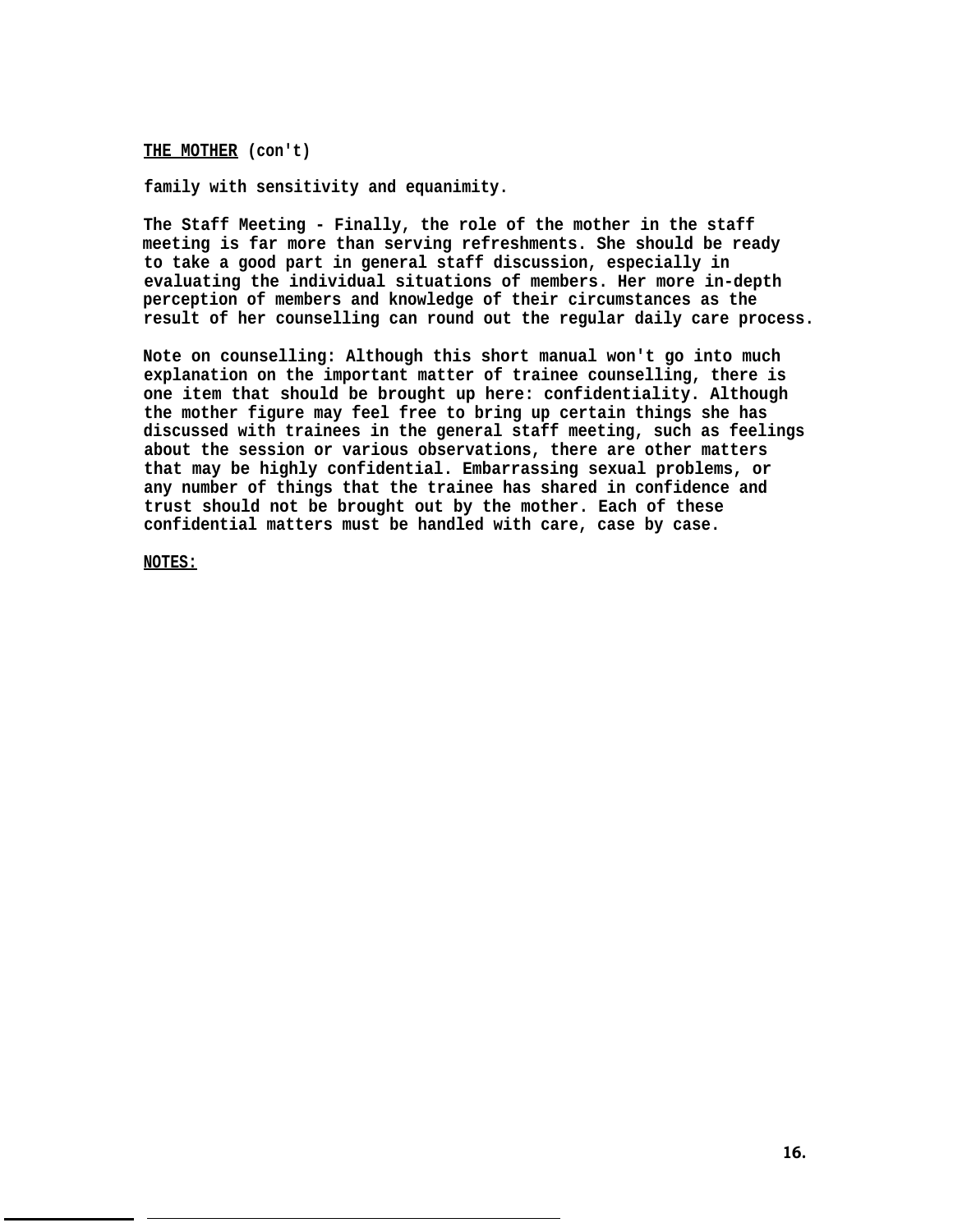**<u>THE MOTHER</u> (con't)**

**family with sensitivity and equanimity.**

**The Staff Meeting - Finally, the role of the mother in the staff meeting is far more than serving refreshments. She should be ready to take a good part in general staff discussion, especially in evaluating the individual situations of members. Her more in-depth perception of members and knowledge of their circumstances as the result of her counselling can round out the regular daily care process.**

**Note on counselling: Although this short manual won't go into much explanation on the important matter of trainee counselling, there is one item that should be brought up here: confidentiality. Although the mother figure may feel free to bring up certain things she has discussed with trainees in the general staff meeting, such as feelings about the session or various observations, there are other matters that may be highly confidential. Embarrassing sexual problems, or any number of things that the trainee has shared in confidence and trust should not be brought out by the mother. Each of these confidential matters must be handled with care, case by case.**

**<u>NOTES:</u>**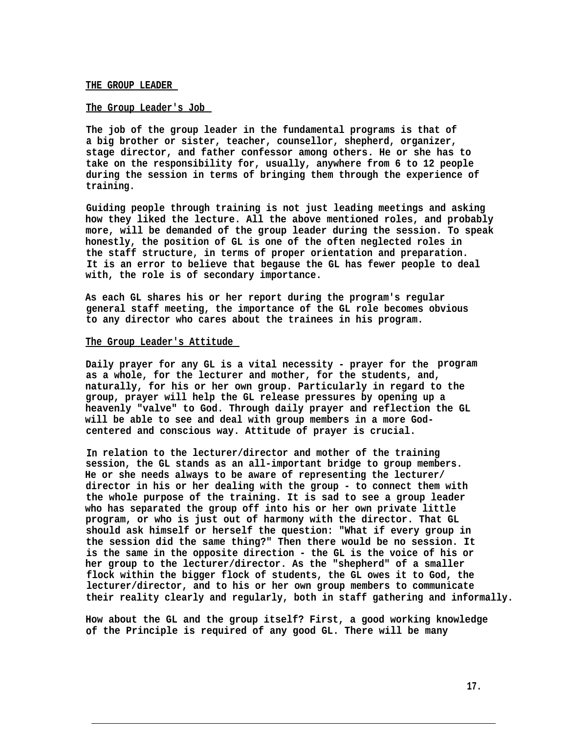## THE GROUP LEADER

### The Group Leader's Job

The job of the group leader in the fundamental programs is that of a big brother or sister, teacher, counsellor, shepherd, organizer, stage director, and father confessor among others. He or she has to take on the responsibility for, usually, anywhere from 6 to 12 people during the session in terms of bringing them through the experience of training.

Guiding people through training is not just leading meetings and asking how they liked the lecture. All the above mentioned roles, and probably more, will be demanded of the group leader during the session. To speak honestly, the position of GL is one of the often neglected roles in the staff structure, in terms of proper orientation and preparation. It is an error to believe that begause the GL has fewer people to deal with, the role is of secondary importance.

As each GL shares his or her report during the program's regular general staff meeting, the importance of the GL role becomes obvious to any director who cares about the trainees in his program.

### The Group Leader's Attitude

Daily prayer for any GL is a vital necessity - prayer for the program as a whole, for the lecturer and mother, for the students, and, naturally, for his or her own group. Particularly in regard to the group, prayer will help the GL release pressures by opening up a heavenly "valve" to God. Through daily prayer and reflection the GL will be able to see and deal with group members in a more God-centered and conscious way. Attitude of prayer is crucial.

In relation to the lecturer/director and mother of the training session, the GL stands as an all-important bridge to group members. He or she needs always to be aware of representing the lecturer/director in his or her dealing with the group - to connect them with the whole purpose of the training. It is sad to see a group leader who has separated the group off into his or her own private little program, or who is just out of harmony with the director. That GL should ask himself or herself the question: "What if every group in the session did the same thing?" Then there would be no session. It is the same in the opposite direction - the GL is the voice of his or her group to the lecturer/director. As the "shepherd" of a smaller flock within the bigger flock of students, the GL owes it to God, the lecturer/director, and to his or her own group members to communicate their reality clearly and regularly, both in staff gathering and informally.

How about the GL and the group itself? First, a good working knowledge of the Principle is required of any good GL. There will be many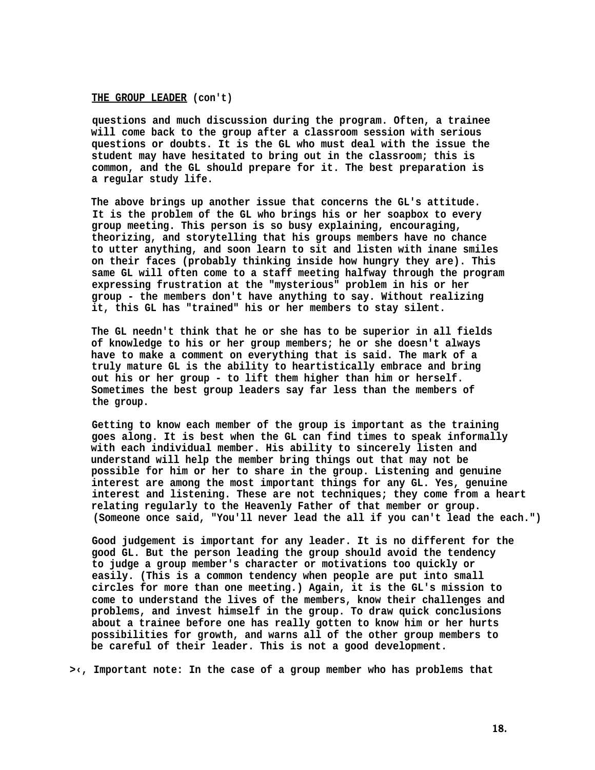**THE GROUP LEADER** (con't)

questions and much discussion during the program. Often, a trainee will come back to the group after a classroom session with serious questions or doubts. It is the GL who must deal with the issue the student may have hesitated to bring out in the classroom; this is common, and the GL should prepare for it. The best preparation is a regular study life.

The above brings up another issue that concerns the GL's attitude. It is the problem of the GL who brings his or her soapbox to every group meeting. This person is so busy explaining, encouraging, theorizing, and storytelling that his groups members have no chance to utter anything, and soon learn to sit and listen with inane smiles on their faces (probably thinking inside how hungry they are). This same GL will often come to a staff meeting halfway through the program expressing frustration at the "mysterious" problem in his or her group - the members don't have anything to say. Without realizing it, this GL has "trained" his or her members to stay silent.

The GL needn't think that he or she has to be superior in all fields of knowledge to his or her group members; he or she doesn't always have to make a comment on everything that is said. The mark of a truly mature GL is the ability to heartistically embrace and bring out his or her group - to lift them higher than him or herself. Sometimes the best group leaders say far less than the members of the group.

Getting to know each member of the group is important as the training goes along. It is best when the GL can find times to speak informally with each individual member. His ability to sincerely listen and understand will help the member bring things out that may not be possible for him or her to share in the group. Listening and genuine interest are among the most important things for any GL. Yes, genuine interest and listening. These are not techniques; they come from a heart relating regularly to the Heavenly Father of that member or group. (Someone once said, "You'll never lead the all if you can't lead the each.")

Good judgement is important for any leader. It is no different for the good GL. But the person leading the group should avoid the tendency to judge a group member's character or motivations too quickly or easily. (This is a common tendency when people are put into small circles for more than one meeting.) Again, it is the GL's mission to come to understand the lives of the members, know their challenges and problems, and invest himself in the group. To draw quick conclusions about a trainee before one has really gotten to know him or her hurts possibilities for growth, and warns all of the other group members to be careful of their leader. This is not a good development.

>‹, Important note: In the case of a group member who has problems that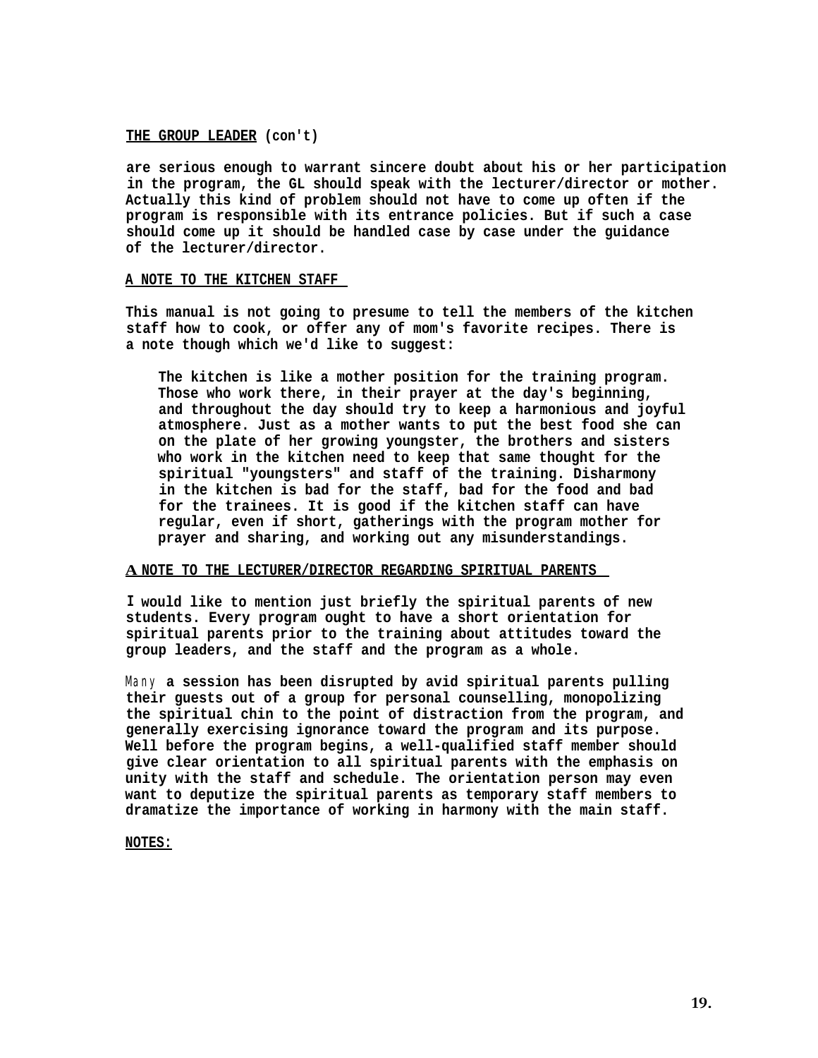**THE GROUP LEADER (con't)**

are serious enough to warrant sincere doubt about his or her participation in the program, the GL should speak with the lecturer/director or mother. Actually this kind of problem should not have to come up often if the program is responsible with its entrance policies. But if such a case should come up it should be handled case by case under the guidance of the lecturer/director.

**A NOTE TO THE KITCHEN STAFF**

This manual is not going to presume to tell the members of the kitchen staff how to cook, or offer any of mom's favorite recipes. There is a note though which we'd like to suggest:

> The kitchen is like a mother position for the training program. Those who work there, in their prayer at the day's beginning, and throughout the day should try to keep a harmonious and joyful atmosphere. Just as a mother wants to put the best food she can on the plate of her growing youngster, the brothers and sisters who work in the kitchen need to keep that same thought for the spiritual "youngsters" and staff of the training. Disharmony in the kitchen is bad for the staff, bad for the food and bad for the trainees. It is good if the kitchen staff can have regular, even if short, gatherings with the program mother for prayer and sharing, and working out any misunderstandings.

**A NOTE TO THE LECTURER/DIRECTOR REGARDING SPIRITUAL PARENTS**

I would like to mention just briefly the spiritual parents of new students. Every program ought to have a short orientation for spiritual parents prior to the training about attitudes toward the group leaders, and the staff and the program as a whole.

Many a session has been disrupted by avid spiritual parents pulling their guests out of a group for personal counselling, monopolizing the spiritual chin to the point of distraction from the program, and generally exercising ignorance toward the program and its purpose. Well before the program begins, a well-qualified staff member should give clear orientation to all spiritual parents with the emphasis on unity with the staff and schedule. The orientation person may even want to deputize the spiritual parents as temporary staff members to dramatize the importance of working in harmony with the main staff.

**NOTES:**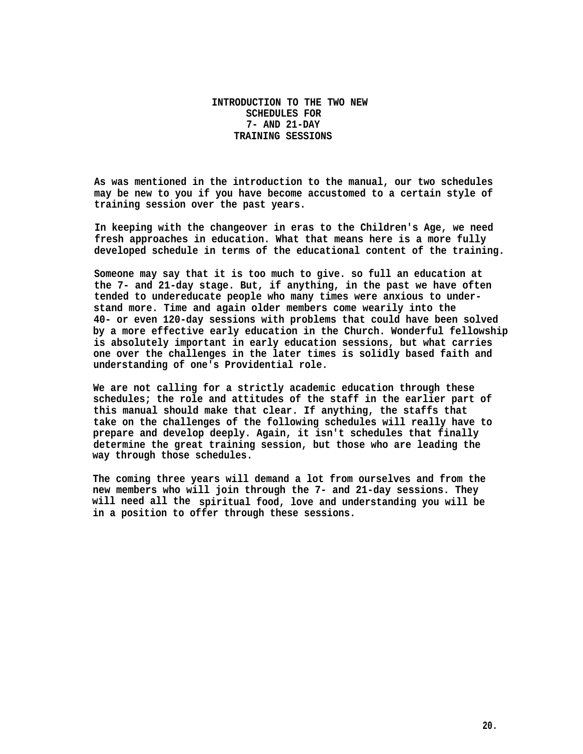# INTRODUCTION TO THE TWO NEW SCHEDULES FOR 7- AND 21-DAY TRAINING SESSIONS

As was mentioned in the introduction to the manual, our two schedules may be new to you if you have become accustomed to a certain style of training session over the past years.

In keeping with the changeover in eras to the Children's Age, we need fresh approaches in education. What that means here is a more fully developed schedule in terms of the educational content of the training.

Someone may say that it is too much to give. so full an education at the 7- and 21-day stage. But, if anything, in the past we have often tended to undereducate people who many times were anxious to understand more. Time and again older members come wearily into the 40- or even 120-day sessions with problems that could have been solved by a more effective early education in the Church. Wonderful fellowship is absolutely important in early education sessions, but what carries one over the challenges in the later times is solidly based faith and understanding of one's Providential role.

We are not calling for a strictly academic education through these schedules; the role and attitudes of the staff in the earlier part of this manual should make that clear. If anything, the staffs that take on the challenges of the following schedules will really have to prepare and develop deeply. Again, it isn't schedules that finally determine the great training session, but those who are leading the way through those schedules.

The coming three years will demand a lot from ourselves and from the new members who will join through the 7- and 21-day sessions. They will need all the spiritual food, love and understanding you will be in a position to offer through these sessions.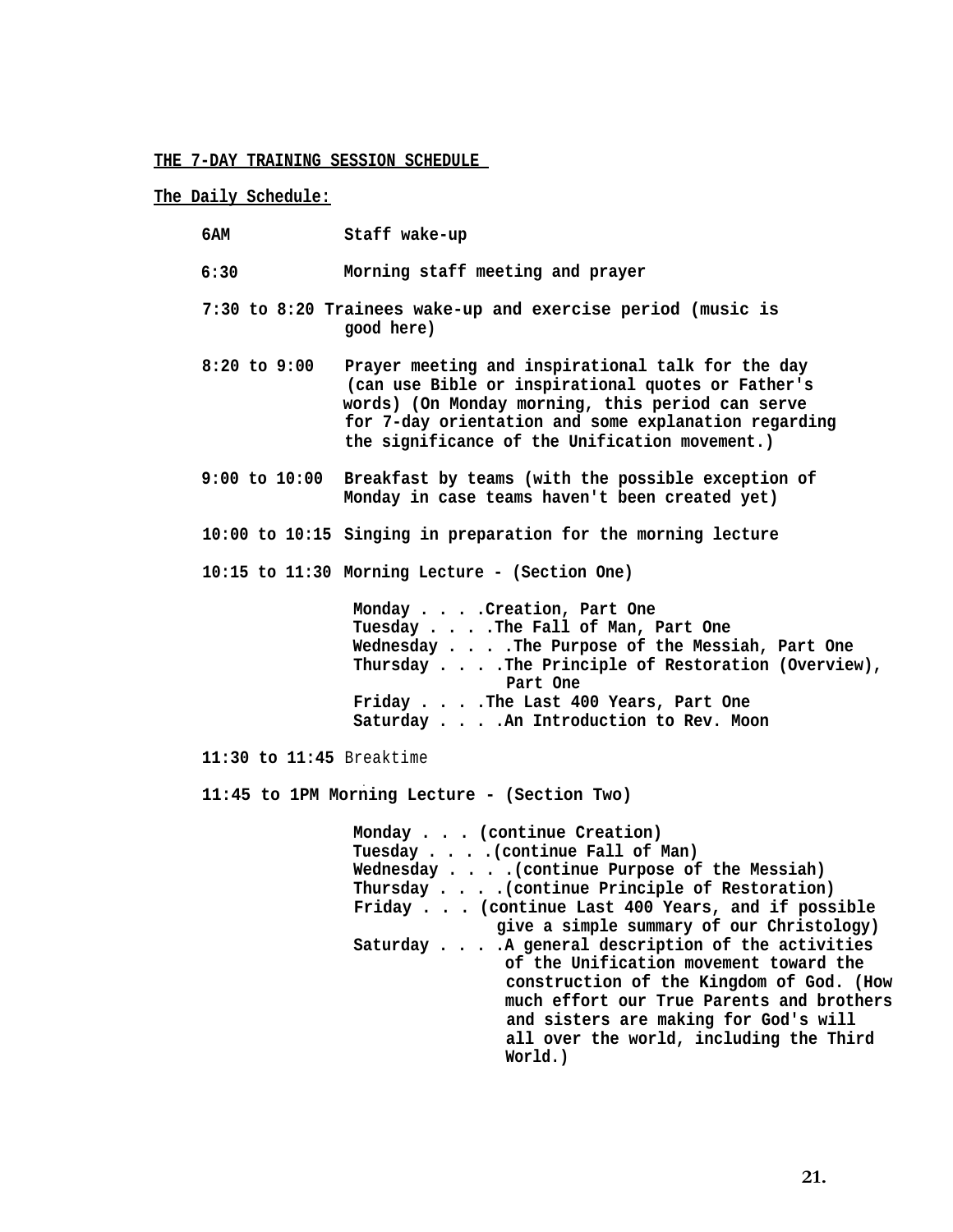**<u>THE 7-DAY TRAINING SESSION SCHEDULE</u>**

**<u>The Daily Schedule:</u>**

**6AM** Staff wake-up

**6:30** Morning staff meeting and prayer

**7:30 to 8:20** Trainees wake-up and exercise period (music is good here)

**8:20 to 9:00** Prayer meeting and inspirational talk for the day (can use Bible or inspirational quotes or Father's words) (On Monday morning, this period can serve for 7-day orientation and some explanation regarding the significance of the Unification movement.)

**9:00 to 10:00** Breakfast by teams (with the possible exception of Monday in case teams haven't been created yet)

**10:00 to 10:15** Singing in preparation for the morning lecture

**10:15 to 11:30** Morning Lecture - (Section One)

- Monday . . . .Creation, Part One
- Tuesday . . . .The Fall of Man, Part One
- Wednesday . . . .The Purpose of the Messiah, Part One
- Thursday . . . .The Principle of Restoration (Overview), Part One
- Friday . . . .The Last 400 Years, Part One
- Saturday . . . .An Introduction to Rev. Moon

**11:30 to 11:45** Breaktime

**11:45 to 1PM** Morning Lecture - (Section Two)

- Monday . . . (continue Creation)
- Tuesday . . . .(continue Fall of Man)
- Wednesday . . . .(continue Purpose of the Messiah)
- Thursday . . . .(continue Principle of Restoration)
- Friday . . . (continue Last 400 Years, and if possible give a simple summary of our Christology)
- Saturday . . . .A general description of the activities of the Unification movement toward the construction of the Kingdom of God. (How much effort our True Parents and brothers and sisters are making for God's will all over the world, including the Third World.)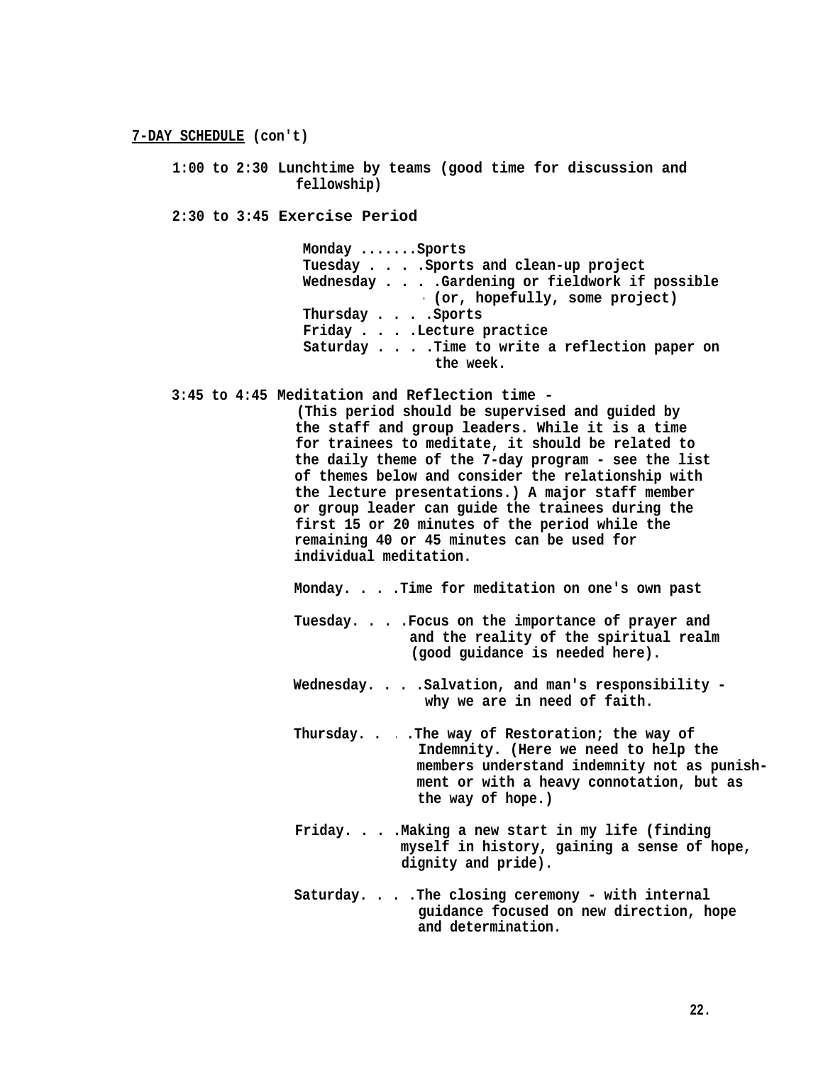**<u>7-DAY SCHEDULE</u> (con't)**

**1:00 to 2:30** Lunchtime by teams (good time for discussion and fellowship)

**2:30 to 3:45** Exercise Period

- Monday .......Sports
- Tuesday . . . .Sports and clean-up project
- Wednesday . . . .Gardening or fieldwork if possible (or, hopefully, some project)
- Thursday . . . .Sports
- Friday . . . .Lecture practice
- Saturday . . . .Time to write a reflection paper on the week.

**3:45 to 4:45** Meditation and Reflection time -

(This period should be supervised and guided by the staff and group leaders. While it is a time for trainees to meditate, it should be related to the daily theme of the 7-day program - see the list of themes below and consider the relationship with the lecture presentations.) A major staff member or group leader can guide the trainees during the first 15 or 20 minutes of the period while the remaining 40 or 45 minutes can be used for individual meditation.

Monday. . . .Time for meditation on one's own past

Tuesday. . . .Focus on the importance of prayer and and the reality of the spiritual realm (good guidance is needed here).

Wednesday. . . .Salvation, and man's responsibility - why we are in need of faith.

Thursday. . . .The way of Restoration; the way of Indemnity. (Here we need to help the members understand indemnity not as punishment or with a heavy connotation, but as the way of hope.)

Friday. . . .Making a new start in my life (finding myself in history, gaining a sense of hope, dignity and pride).

Saturday. . . .The closing ceremony - with internal guidance focused on new direction, hope and determination.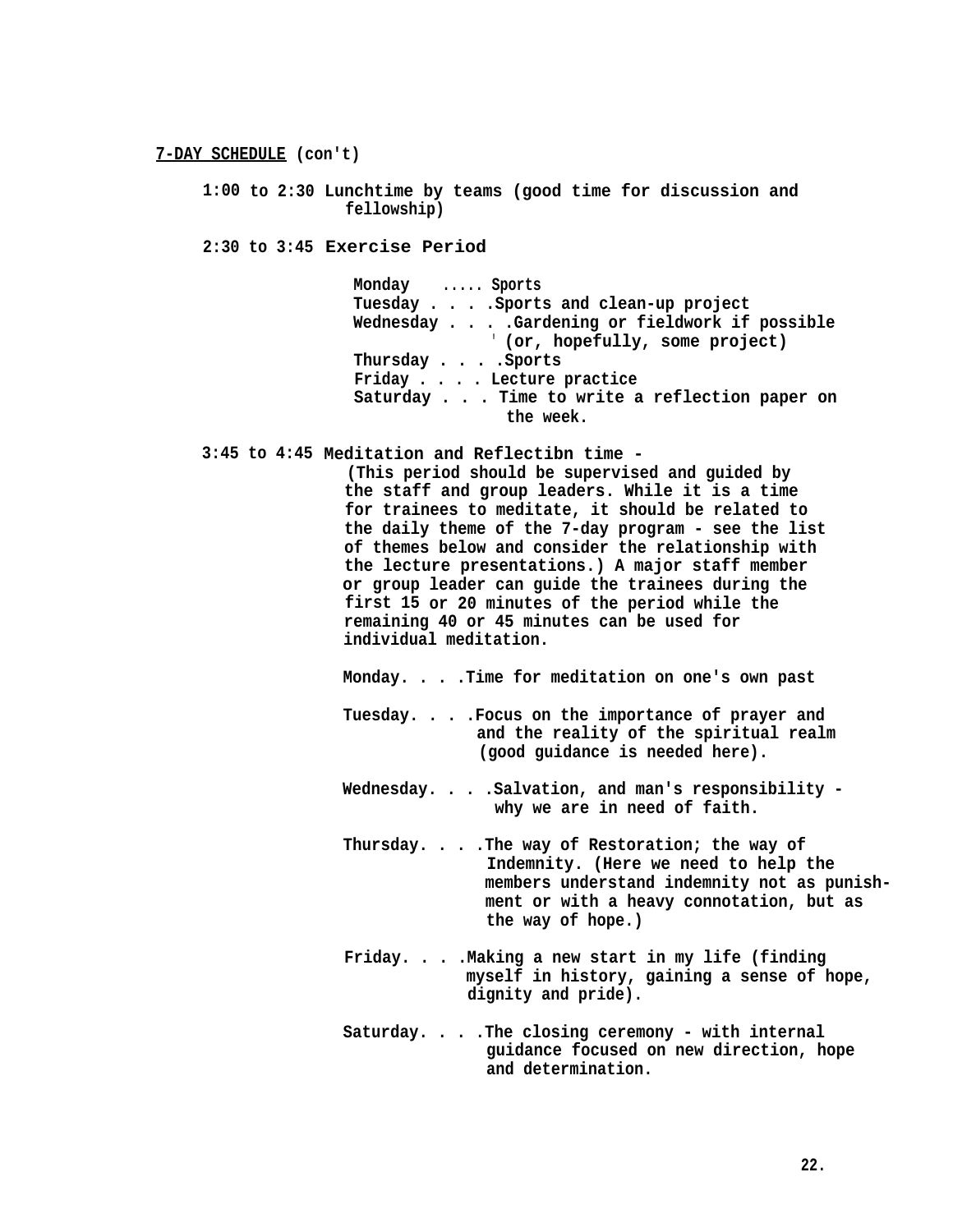**7-DAY SCHEDULE** (con't)

**1:00 to 2:30** Lunchtime by teams (good time for discussion and fellowship)

**2:30 to 3:45** Exercise Period

- Monday ..... Sports
- Tuesday . . . .Sports and clean-up project
- Wednesday . . . .Gardening or fieldwork if possible (or, hopefully, some project)
- Thursday . . . .Sports
- Friday . . . . Lecture practice
- Saturday . . . Time to write a reflection paper on the week.

**3:45 to 4:45** Meditation and Reflectibn time -

(This period should be supervised and guided by the staff and group leaders. While it is a time for trainees to meditate, it should be related to the daily theme of the 7-day program - see the list of themes below and consider the relationship with the lecture presentations.) A major staff member or group leader can guide the trainees during the first 15 or 20 minutes of the period while the remaining 40 or 45 minutes can be used for individual meditation.

Monday. . . .Time for meditation on one's own past

Tuesday. . . .Focus on the importance of prayer and and the reality of the spiritual realm (good guidance is needed here).

Wednesday. . . .Salvation, and man's responsibility - why we are in need of faith.

Thursday. . . .The way of Restoration; the way of Indemnity. (Here we need to help the members understand indemnity not as punishment or with a heavy connotation, but as the way of hope.)

Friday. . . .Making a new start in my life (finding myself in history, gaining a sense of hope, dignity and pride).

Saturday. . . .The closing ceremony - with internal guidance focused on new direction, hope and determination.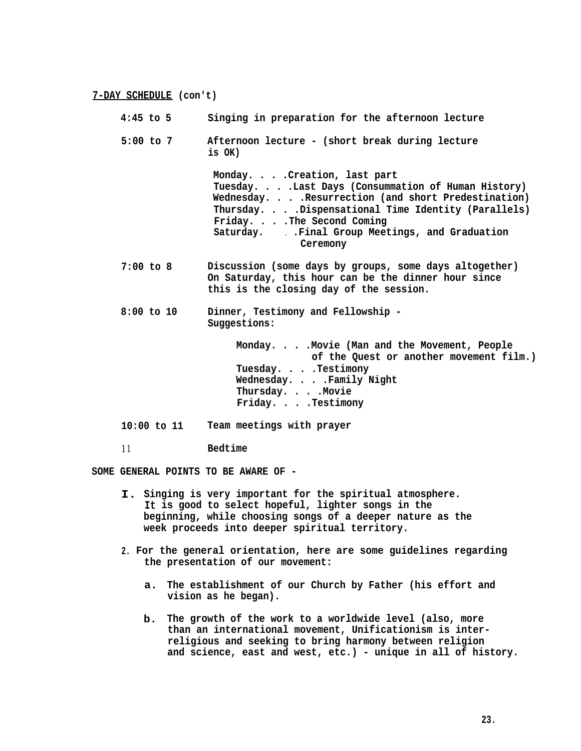**7-DAY SCHEDULE (con't)**

**4:45 to 5** Singing in preparation for the afternoon lecture

**5:00 to 7** Afternoon lecture - (short break during lecture is OK)

- Monday. . . .Creation, last part
- Tuesday. . . .Last Days (Consummation of Human History)
- Wednesday. . . .Resurrection (and short Predestination)
- Thursday. . . .Dispensational Time Identity (Parallels)
- Friday. . . .The Second Coming
- Saturday. . . .Final Group Meetings, and Graduation Ceremony

**7:00 to 8** Discussion (some days by groups, some days altogether) On Saturday, this hour can be the dinner hour since this is the closing day of the session.

**8:00 to 10** Dinner, Testimony and Fellowship - Suggestions:

- Monday. . . .Movie (Man and the Movement, People of the Quest or another movement film.)
- Tuesday. . . .Testimony
- Wednesday. . . .Family Night
- Thursday. . . .Movie
- Friday. . . .Testimony

**10:00 to 11** Team meetings with prayer

**11** Bedtime

**SOME GENERAL POINTS TO BE AWARE OF -**

1. Singing is very important for the spiritual atmosphere. It is good to select hopeful, lighter songs in the beginning, while choosing songs of a deeper nature as the week proceeds into deeper spiritual territory.

2. For the general orientation, here are some guidelines regarding the presentation of our movement:

   a. The establishment of our Church by Father (his effort and vision as he began).

   b. The growth of the work to a worldwide level (also, more than an international movement, Unificationism is inter-religious and seeking to bring harmony between religion and science, east and west, etc.) - unique in all of history.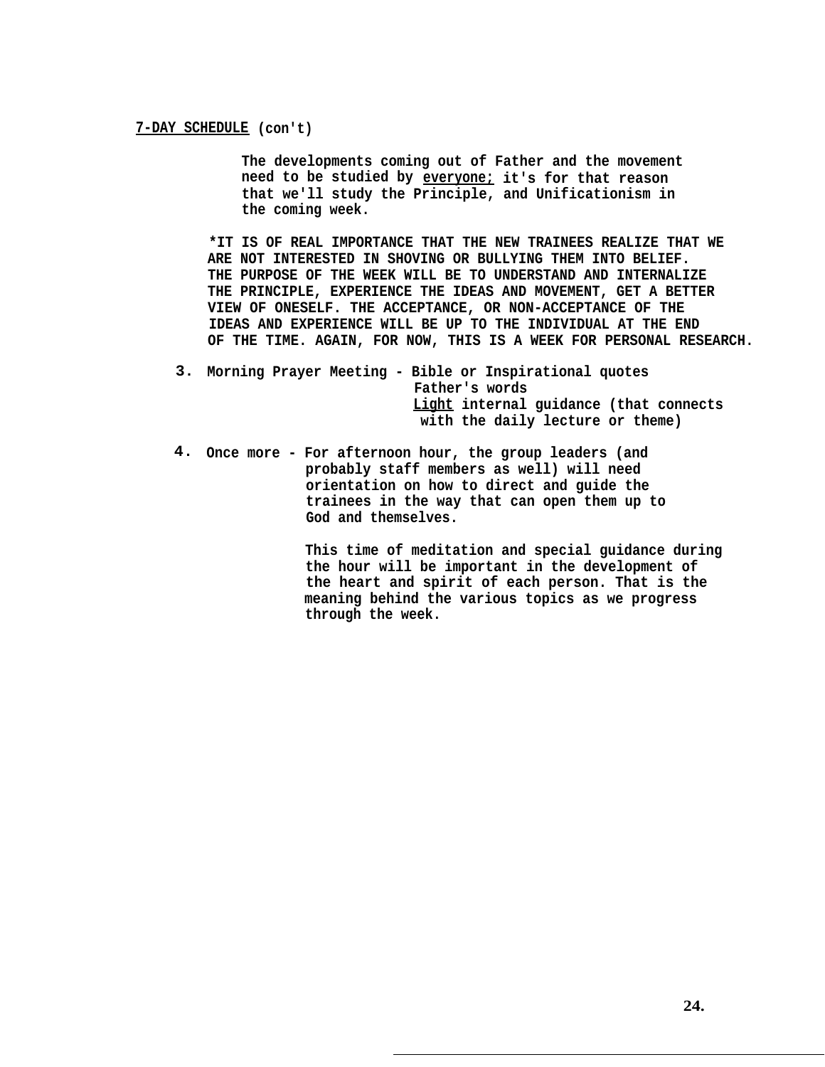**7-DAY SCHEDULE** (con't)

The developments coming out of Father and the movement need to be studied by everyone; it's for that reason that we'll study the Principle, and Unificationism in the coming week.

*IT IS OF REAL IMPORTANCE THAT THE NEW TRAINEES REALIZE THAT WE ARE NOT INTERESTED IN SHOVING OR BULLYING THEM INTO BELIEF. THE PURPOSE OF THE WEEK WILL BE TO UNDERSTAND AND INTERNALIZE THE PRINCIPLE, EXPERIENCE THE IDEAS AND MOVEMENT, GET A BETTER VIEW OF ONESELF. THE ACCEPTANCE, OR NON-ACCEPTANCE OF THE IDEAS AND EXPERIENCE WILL BE UP TO THE INDIVIDUAL AT THE END OF THE TIME. AGAIN, FOR NOW, THIS IS A WEEK FOR PERSONAL RESEARCH.

3. Morning Prayer Meeting - Bible or Inspirational quotes
   Father's words
   Light internal guidance (that connects with the daily lecture or theme)

4. Once more - For afternoon hour, the group leaders (and probably staff members as well) will need orientation on how to direct and guide the trainees in the way that can open them up to God and themselves.

   This time of meditation and special guidance during the hour will be important in the development of the heart and spirit of each person. That is the meaning behind the various topics as we progress through the week.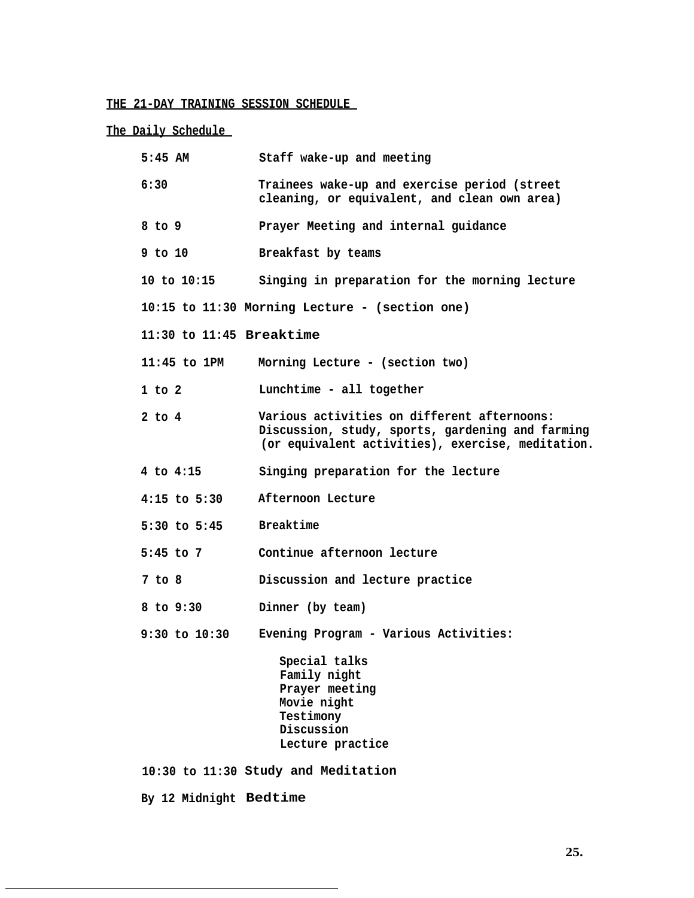**THE 21-DAY TRAINING SESSION SCHEDULE**

**The Daily Schedule**

| Time | Activity |
|---|---|
| 5:45 AM | Staff wake-up and meeting |
| 6:30 | Trainees wake-up and exercise period (street cleaning, or equivalent, and clean own area) |
| 8 to 9 | Prayer Meeting and internal guidance |
| 9 to 10 | Breakfast by teams |
| 10 to 10:15 | Singing in preparation for the morning lecture |
| 10:15 to 11:30 | Morning Lecture - (section one) |
| 11:30 to 11:45 | Breaktime |
| 11:45 to 1PM | Morning Lecture - (section two) |
| 1 to 2 | Lunchtime - all together |
| 2 to 4 | Various activities on different afternoons: Discussion, study, sports, gardening and farming (or equivalent activities), exercise, meditation. |
| 4 to 4:15 | Singing preparation for the lecture |
| 4:15 to 5:30 | Afternoon Lecture |
| 5:30 to 5:45 | Breaktime |
| 5:45 to 7 | Continue afternoon lecture |
| 7 to 8 | Discussion and lecture practice |
| 8 to 9:30 | Dinner (by team) |
| 9:30 to 10:30 | Evening Program - Various Activities: Special talks, Family night, Prayer meeting, Movie night, Testimony, Discussion, Lecture practice |
| 10:30 to 11:30 | Study and Meditation |
| By 12 Midnight | Bedtime |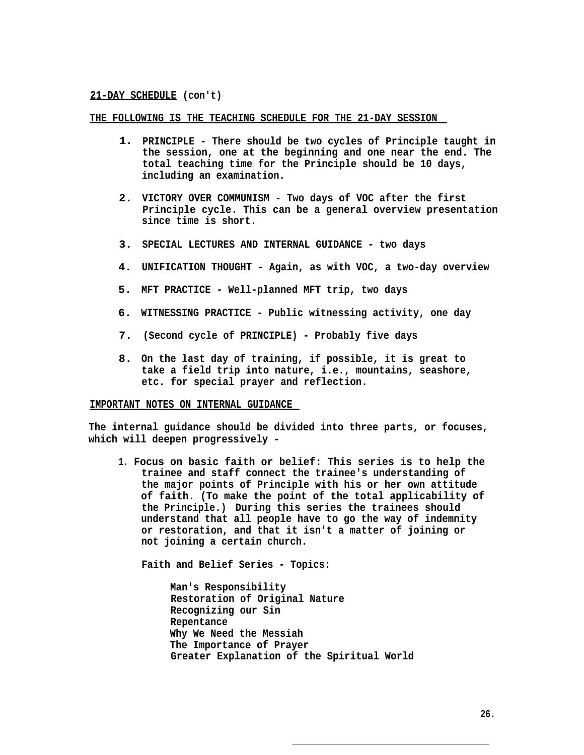**21-DAY SCHEDULE** (con't)

**THE FOLLOWING IS THE TEACHING SCHEDULE FOR THE 21-DAY SESSION**

1. **PRINCIPLE - There should be two cycles of Principle taught in the session, one at the beginning and one near the end. The total teaching time for the Principle should be 10 days, including an examination.**

2. **VICTORY OVER COMMUNISM - Two days of VOC after the first Principle cycle. This can be a general overview presentation since time is short.**

3. **SPECIAL LECTURES AND INTERNAL GUIDANCE - two days**

4. **UNIFICATION THOUGHT - Again, as with VOC, a two-day overview**

5. **MFT PRACTICE - Well-planned MFT trip, two days**

6. **WITNESSING PRACTICE - Public witnessing activity, one day**

7. **(Second cycle of PRINCIPLE) - Probably five days**

8. **On the last day of training, if possible, it is great to take a field trip into nature, i.e., mountains, seashore, etc. for special prayer and reflection.**

**IMPORTANT NOTES ON INTERNAL GUIDANCE**

**The internal guidance should be divided into three parts, or focuses, which will deepen progressively -**

1. **Focus on basic faith or belief: This series is to help the trainee and staff connect the trainee's understanding of the major points of Principle with his or her own attitude of faith. (To make the point of the total applicability of the Principle.) During this series the trainees should understand that all people have to go the way of indemnity or restoration, and that it isn't a matter of joining or not joining a certain church.**

   **Faith and Belief Series - Topics:**

   **Man's Responsibility**
   **Restoration of Original Nature**
   **Recognizing our Sin**
   **Repentance**
   **Why We Need the Messiah**
   **The Importance of Prayer**
   **Greater Explanation of the Spiritual World**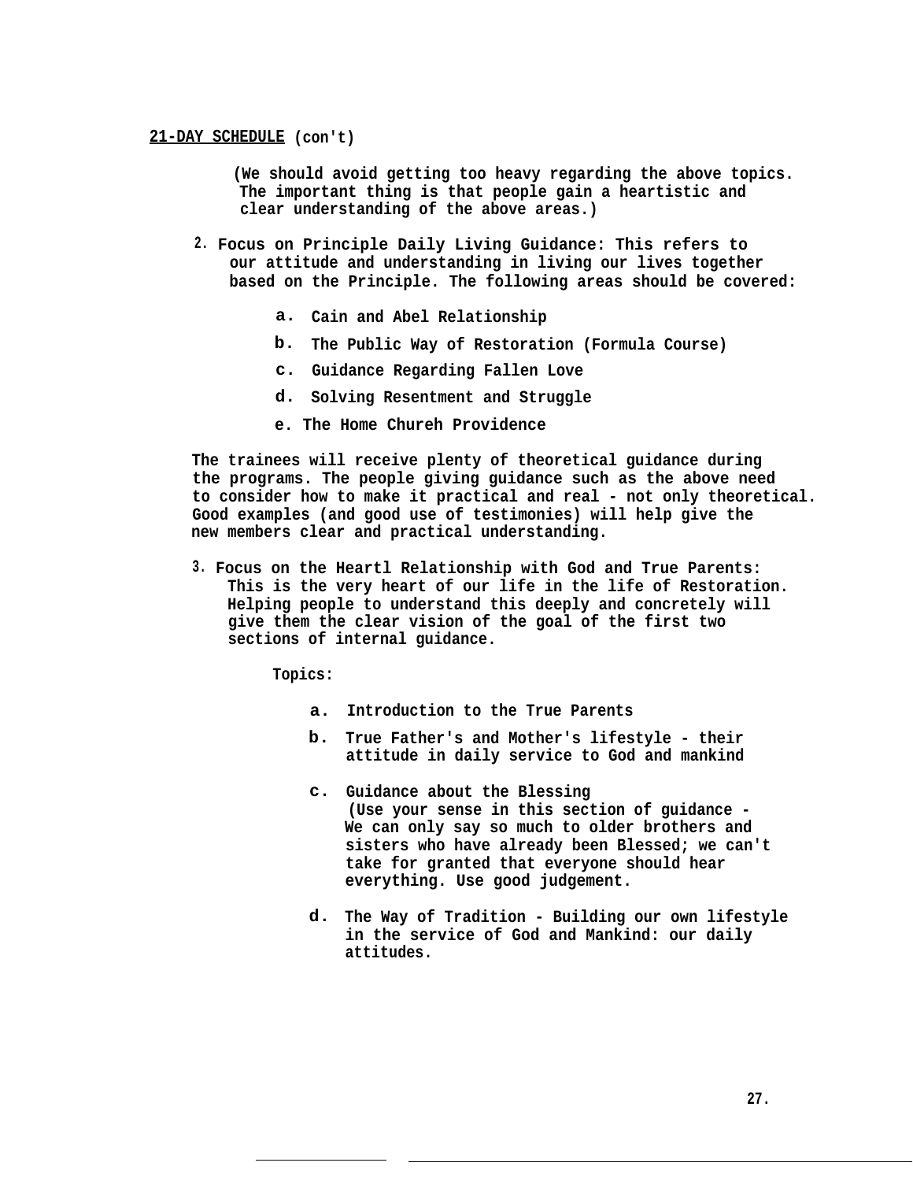**<u>21-DAY SCHEDULE</u> (con't)**

(We should avoid getting too heavy regarding the above topics. The important thing is that people gain a heartistic and clear understanding of the above areas.)

2. Focus on Principle Daily Living Guidance: This refers to our attitude and understanding in living our lives together based on the Principle. The following areas should be covered:

   a. Cain and Abel Relationship
   b. The Public Way of Restoration (Formula Course)
   c. Guidance Regarding Fallen Love
   d. Solving Resentment and Struggle
   e. The Home Chureh Providence

The trainees will receive plenty of theoretical guidance during the programs. The people giving guidance such as the above need to consider how to make it practical and real - not only theoretical. Good examples (and good use of testimonies) will help give the new members clear and practical understanding.

3. Focus on the Heartl Relationship with God and True Parents: This is the very heart of our life in the life of Restoration. Helping people to understand this deeply and concretely will give them the clear vision of the goal of the first two sections of internal guidance.

   Topics:

   a. Introduction to the True Parents
   b. True Father's and Mother's lifestyle - their attitude in daily service to God and mankind
   c. Guidance about the Blessing
      (Use your sense in this section of guidance - We can only say so much to older brothers and sisters who have already been Blessed; we can't take for granted that everyone should hear everything. Use good judgement.
   d. The Way of Tradition - Building our own lifestyle in the service of God and Mankind: our daily attitudes.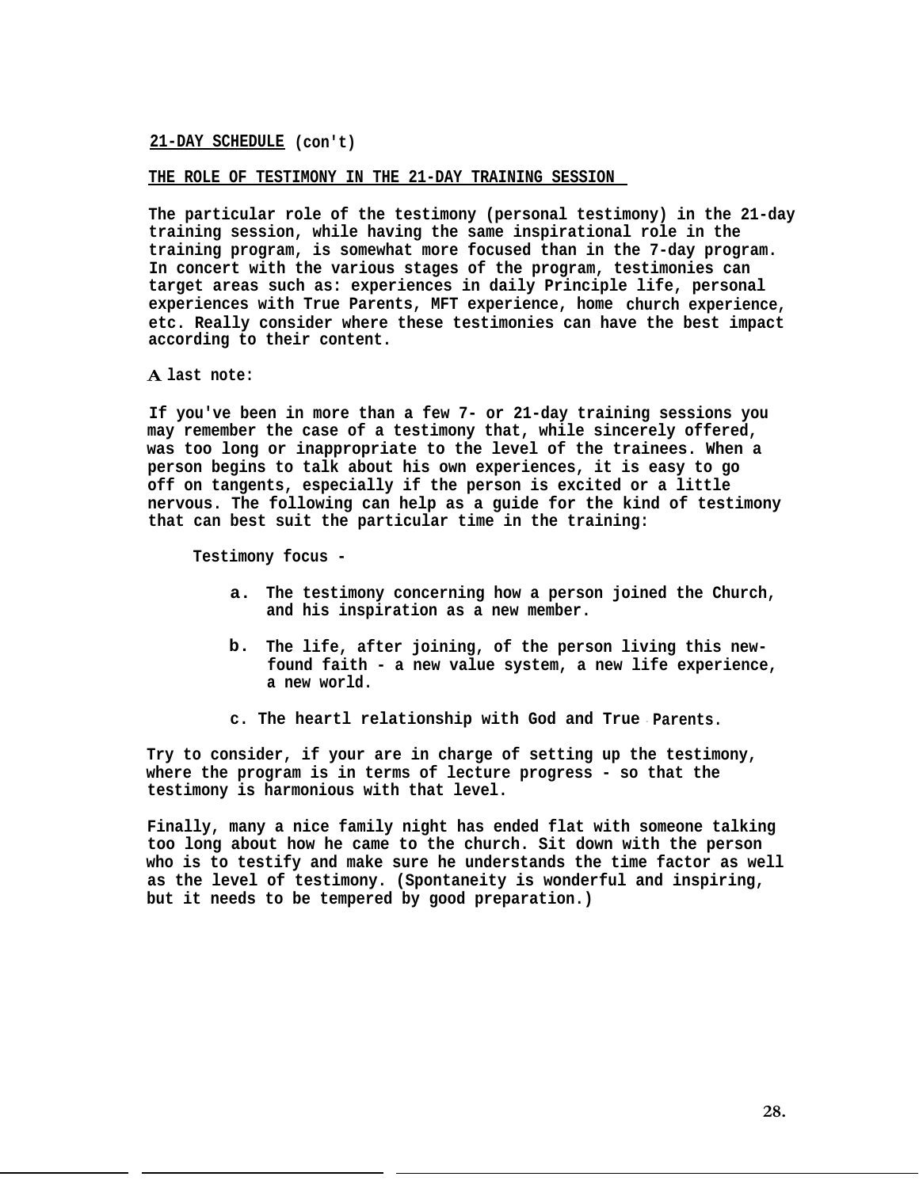**21-DAY SCHEDULE (con't)**

## THE ROLE OF TESTIMONY IN THE 21-DAY TRAINING SESSION

The particular role of the testimony (personal testimony) in the 21-day training session, while having the same inspirational role in the training program, is somewhat more focused than in the 7-day program. In concert with the various stages of the program, testimonies can target areas such as: experiences in daily Principle life, personal experiences with True Parents, MFT experience, home church experience, etc. Really consider where these testimonies can have the best impact according to their content.

A last note:

If you've been in more than a few 7- or 21-day training sessions you may remember the case of a testimony that, while sincerely offered, was too long or inappropriate to the level of the trainees. When a person begins to talk about his own experiences, it is easy to go off on tangents, especially if the person is excited or a little nervous. The following can help as a guide for the kind of testimony that can best suit the particular time in the training:

Testimony focus -

a. The testimony concerning how a person joined the Church, and his inspiration as a new member.

b. The life, after joining, of the person living this new-found faith - a new value system, a new life experience, a new world.

c. The heartl relationship with God and True Parents.

Try to consider, if your are in charge of setting up the testimony, where the program is in terms of lecture progress - so that the testimony is harmonious with that level.

Finally, many a nice family night has ended flat with someone talking too long about how he came to the church. Sit down with the person who is to testify and make sure he understands the time factor as well as the level of testimony. (Spontaneity is wonderful and inspiring, but it needs to be tempered by good preparation.)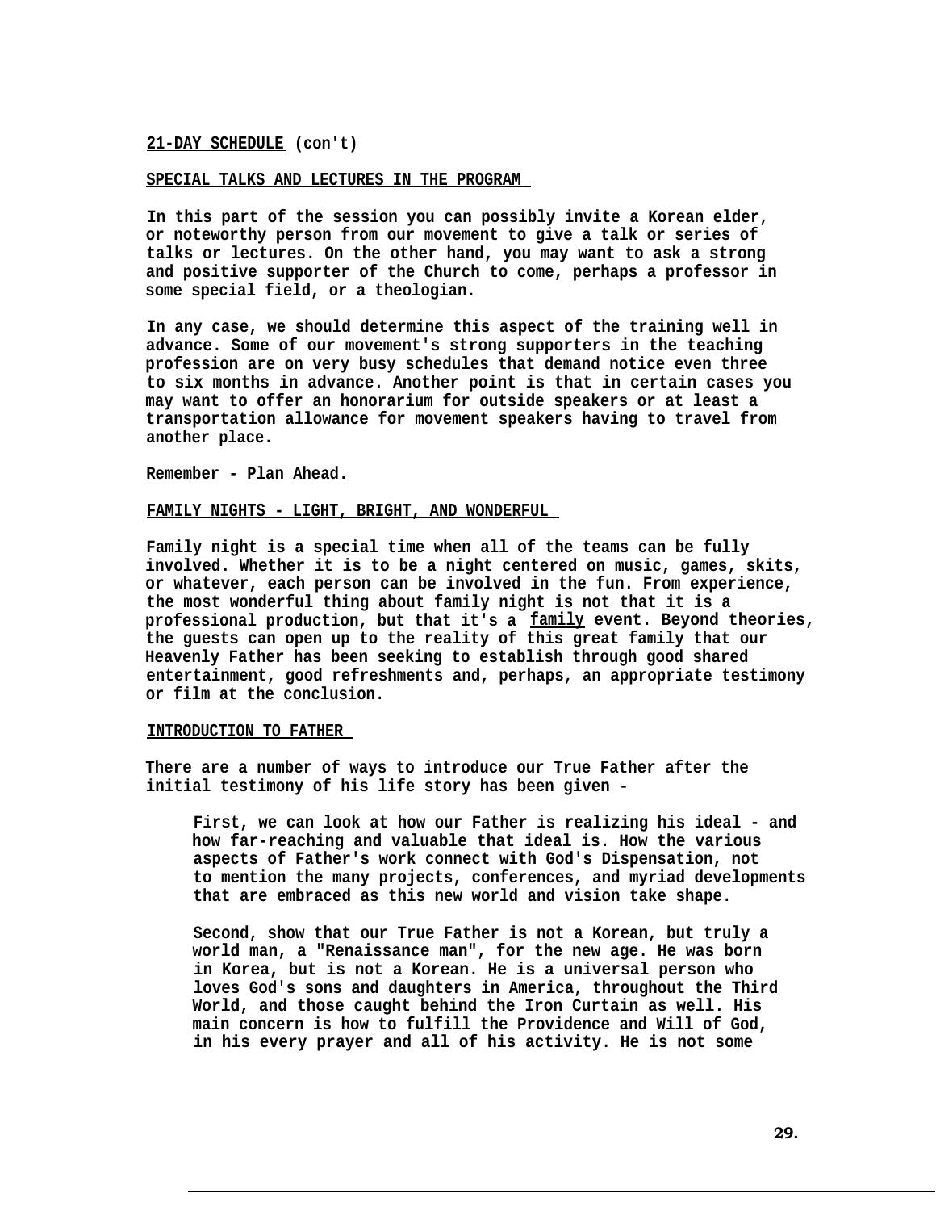**21-DAY SCHEDULE (con't)**

## SPECIAL TALKS AND LECTURES IN THE PROGRAM

**In this part of the session you can possibly invite a Korean elder, or noteworthy person from our movement to give a talk or series of talks or lectures. On the other hand, you may want to ask a strong and positive supporter of the Church to come, perhaps a professor in some special field, or a theologian.**

**In any case, we should determine this aspect of the training well in advance. Some of our movement's strong supporters in the teaching profession are on very busy schedules that demand notice even three to six months in advance. Another point is that in certain cases you may want to offer an honorarium for outside speakers or at least a transportation allowance for movement speakers having to travel from another place.**

**Remember - Plan Ahead.**

## FAMILY NIGHTS - LIGHT, BRIGHT, AND WONDERFUL

**Family night is a special time when all of the teams can be fully involved. Whether it is to be a night centered on music, games, skits, or whatever, each person can be involved in the fun. From experience, the most wonderful thing about family night is not that it is a professional production, but that it's a family event. Beyond theories, the guests can open up to the reality of this great family that our Heavenly Father has been seeking to establish through good shared entertainment, good refreshments and, perhaps, an appropriate testimony or film at the conclusion.**

## INTRODUCTION TO FATHER

**There are a number of ways to introduce our True Father after the initial testimony of his life story has been given -**

> **First, we can look at how our Father is realizing his ideal - and how far-reaching and valuable that ideal is. How the various aspects of Father's work connect with God's Dispensation, not to mention the many projects, conferences, and myriad developments that are embraced as this new world and vision take shape.**
>
> **Second, show that our True Father is not a Korean, but truly a world man, a "Renaissance man", for the new age. He was born in Korea, but is not a Korean. He is a universal person who loves God's sons and daughters in America, throughout the Third World, and those caught behind the Iron Curtain as well. His main concern is how to fulfill the Providence and Will of God, in his every prayer and all of his activity. He is not some**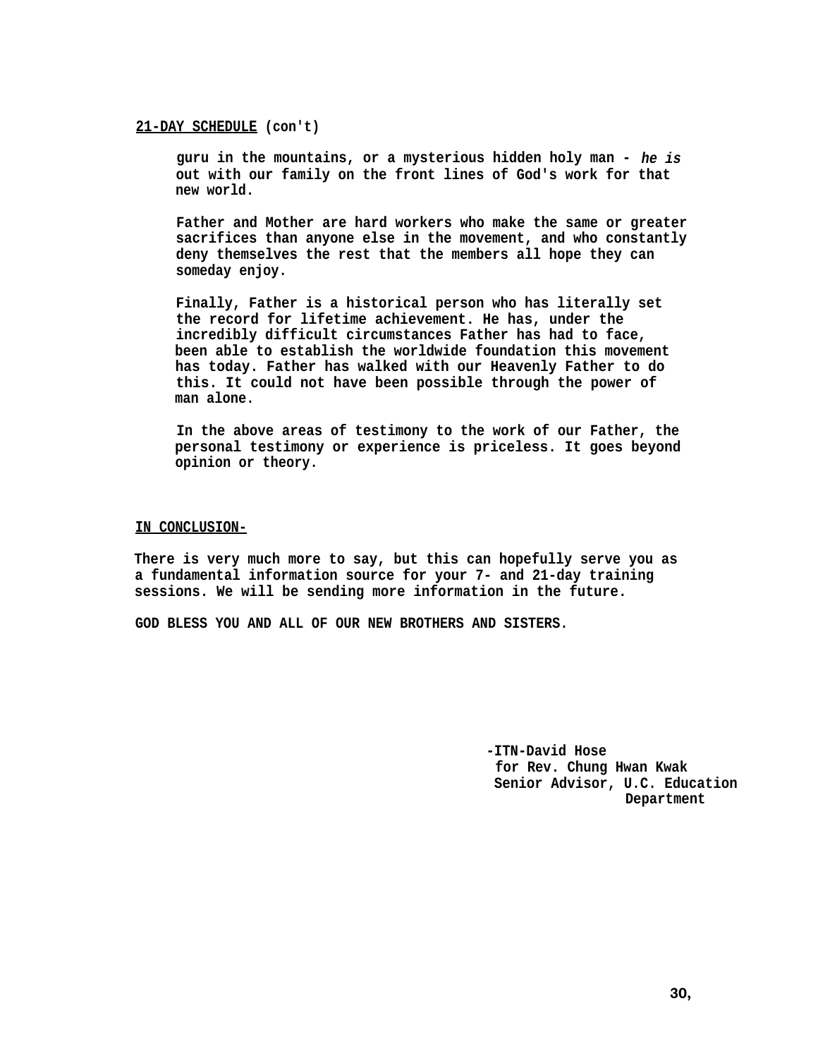**<u>21-DAY SCHEDULE</u> (con't)**

**guru in the mountains, or a mysterious hidden holy man - *he is* out with our family on the front lines of God's work for that new world.**

**Father and Mother are hard workers who make the same or greater sacrifices than anyone else in the movement, and who constantly deny themselves the rest that the members all hope they can someday enjoy.**

**Finally, Father is a historical person who has literally set the record for lifetime achievement. He has, under the incredibly difficult circumstances Father has had to face, been able to establish the worldwide foundation this movement has today. Father has walked with our Heavenly Father to do this. It could not have been possible through the power of man alone.**

**In the above areas of testimony to the work of our Father, the personal testimony or experience is priceless. It goes beyond opinion or theory.**

**<u>IN CONCLUSION-</u>**

**There is very much more to say, but this can hopefully serve you as a fundamental information source for your 7- and 21-day training sessions. We will be sending more information in the future.**

**GOD BLESS YOU AND ALL OF OUR NEW BROTHERS AND SISTERS.**

**-ITN-David Hose**
**for Rev. Chung Hwan Kwak**
**Senior Advisor, U.C. Education Department**